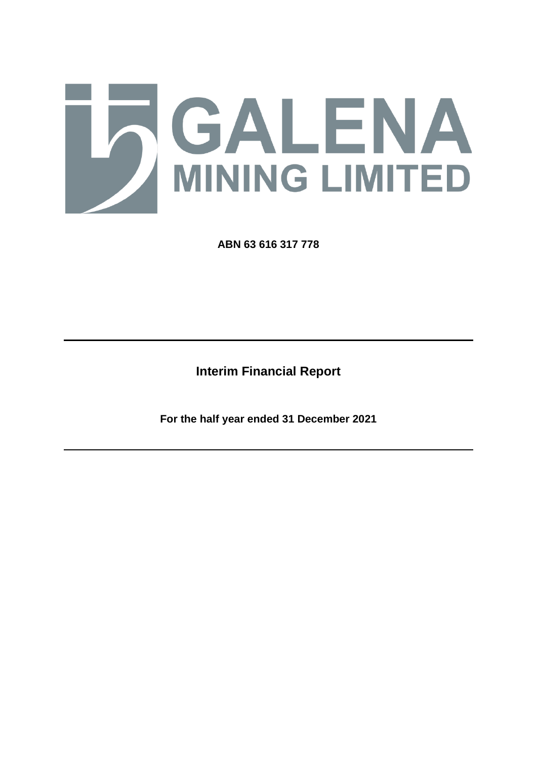# GALENA MINING LIMITED

**ABN 63 616 317 778**

---

## Interim Financial Report

**For the half year ended 31 December 2021**

---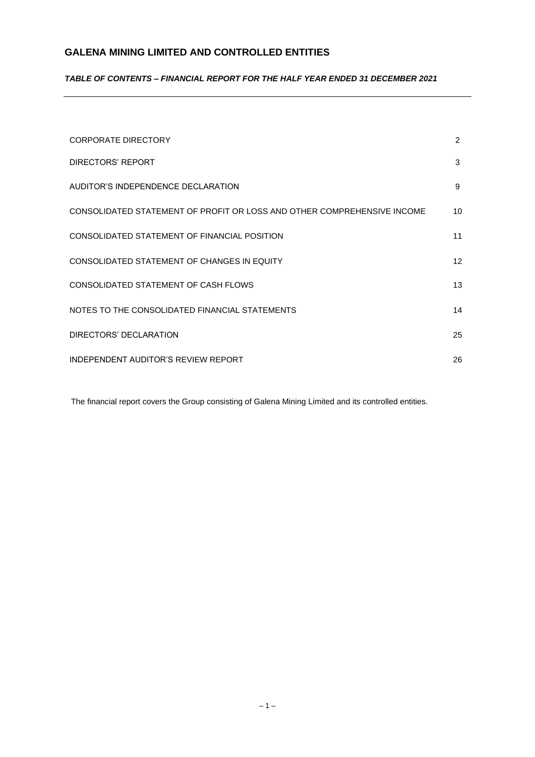# GALENA MINING LIMITED AND CONTROLLED ENTITIES

## *TABLE OF CONTENTS – FINANCIAL REPORT FOR THE HALF YEAR ENDED 31 DECEMBER 2021*

| | |
|---|---|
| CORPORATE DIRECTORY | 2 |
| DIRECTORS' REPORT | 3 |
| AUDITOR'S INDEPENDENCE DECLARATION | 9 |
| CONSOLIDATED STATEMENT OF PROFIT OR LOSS AND OTHER COMPREHENSIVE INCOME | 10 |
| CONSOLIDATED STATEMENT OF FINANCIAL POSITION | 11 |
| CONSOLIDATED STATEMENT OF CHANGES IN EQUITY | 12 |
| CONSOLIDATED STATEMENT OF CASH FLOWS | 13 |
| NOTES TO THE CONSOLIDATED FINANCIAL STATEMENTS | 14 |
| DIRECTORS' DECLARATION | 25 |
| INDEPENDENT AUDITOR'S REVIEW REPORT | 26 |

The financial report covers the Group consisting of Galena Mining Limited and its controlled entities.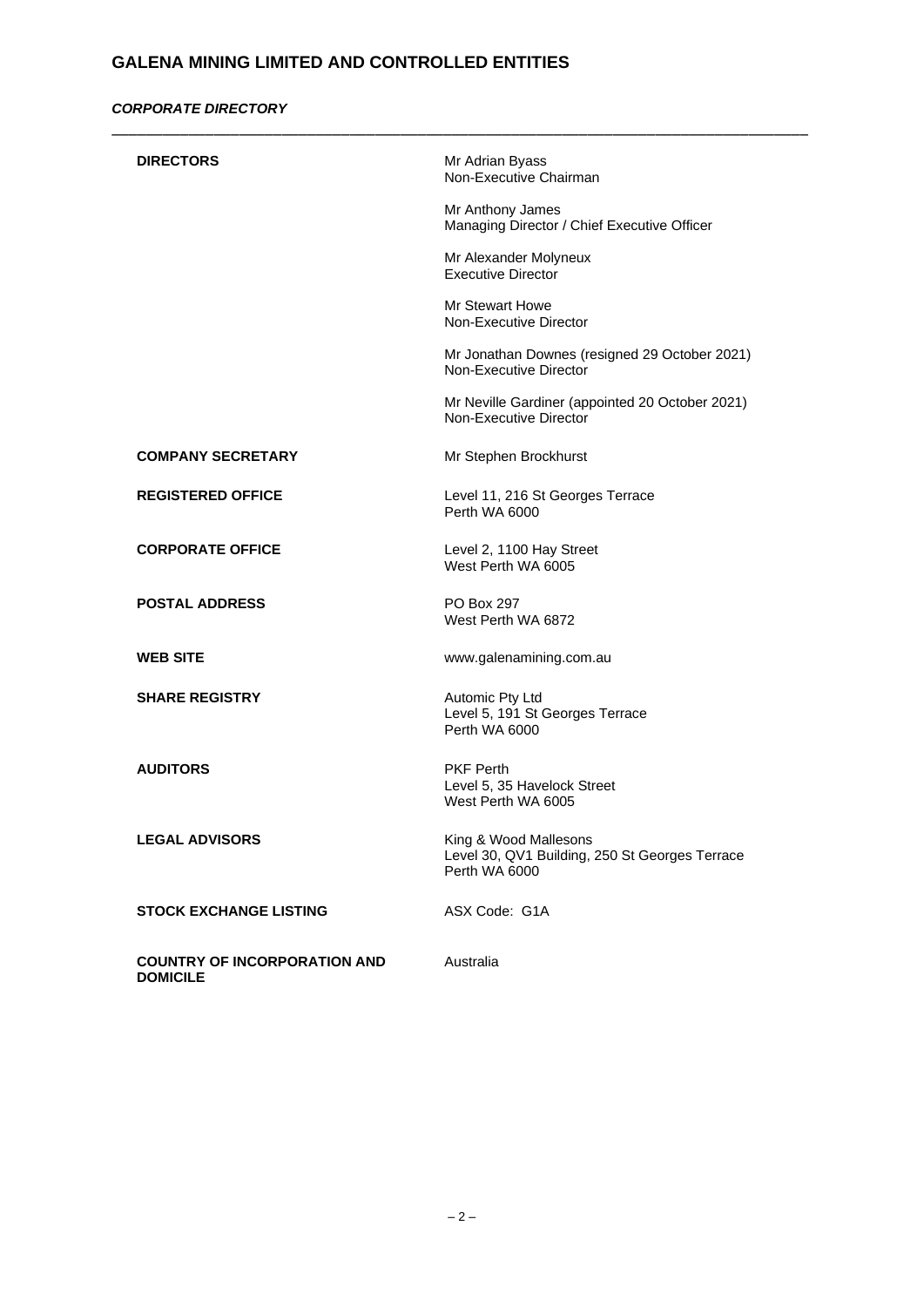# GALENA MINING LIMITED AND CONTROLLED ENTITIES

***CORPORATE DIRECTORY***

| | |
|---|---|
| **DIRECTORS** | Mr Adrian Byass<br>Non-Executive Chairman |
| | Mr Anthony James<br>Managing Director / Chief Executive Officer |
| | Mr Alexander Molyneux<br>Executive Director |
| | Mr Stewart Howe<br>Non-Executive Director |
| | Mr Jonathan Downes (resigned 29 October 2021)<br>Non-Executive Director |
| | Mr Neville Gardiner (appointed 20 October 2021)<br>Non-Executive Director |
| **COMPANY SECRETARY** | Mr Stephen Brockhurst |
| **REGISTERED OFFICE** | Level 11, 216 St Georges Terrace<br>Perth WA 6000 |
| **CORPORATE OFFICE** | Level 2, 1100 Hay Street<br>West Perth WA 6005 |
| **POSTAL ADDRESS** | PO Box 297<br>West Perth WA 6872 |
| **WEB SITE** | www.galenamining.com.au |
| **SHARE REGISTRY** | Automic Pty Ltd<br>Level 5, 191 St Georges Terrace<br>Perth WA 6000 |
| **AUDITORS** | PKF Perth<br>Level 5, 35 Havelock Street<br>West Perth WA 6005 |
| **LEGAL ADVISORS** | King & Wood Mallesons<br>Level 30, QV1 Building, 250 St Georges Terrace<br>Perth WA 6000 |
| **STOCK EXCHANGE LISTING** | ASX Code: G1A |
| **COUNTRY OF INCORPORATION AND DOMICILE** | Australia |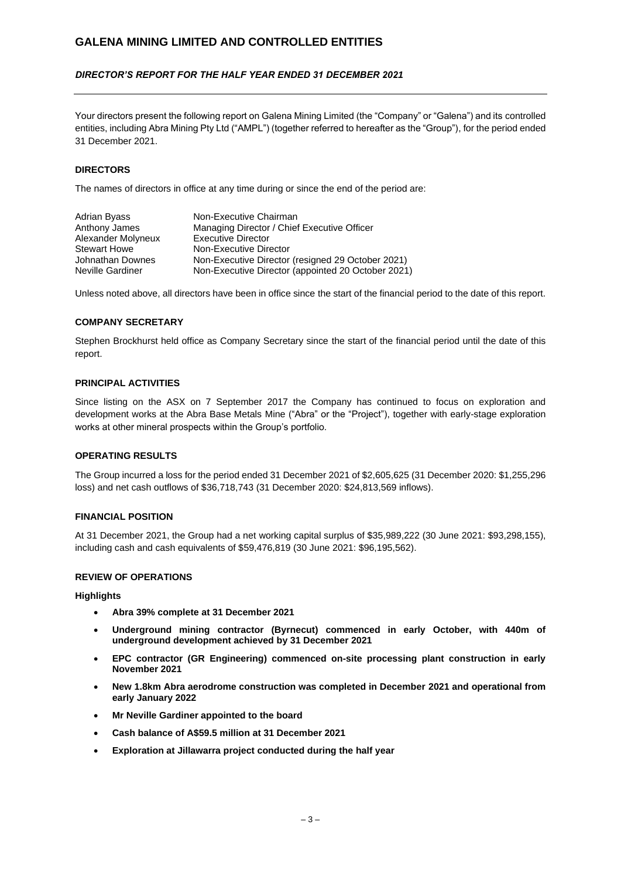# GALENA MINING LIMITED AND CONTROLLED ENTITIES

## *DIRECTOR'S REPORT FOR THE HALF YEAR ENDED 31 DECEMBER 2021*

Your directors present the following report on Galena Mining Limited (the "Company" or "Galena") and its controlled entities, including Abra Mining Pty Ltd ("AMPL") (together referred to hereafter as the "Group"), for the period ended 31 December 2021.

### DIRECTORS

The names of directors in office at any time during or since the end of the period are:

| | |
|---|---|
| Adrian Byass | Non-Executive Chairman |
| Anthony James | Managing Director / Chief Executive Officer |
| Alexander Molyneux | Executive Director |
| Stewart Howe | Non-Executive Director |
| Johnathan Downes | Non-Executive Director (resigned 29 October 2021) |
| Neville Gardiner | Non-Executive Director (appointed 20 October 2021) |

Unless noted above, all directors have been in office since the start of the financial period to the date of this report.

### COMPANY SECRETARY

Stephen Brockhurst held office as Company Secretary since the start of the financial period until the date of this report.

### PRINCIPAL ACTIVITIES

Since listing on the ASX on 7 September 2017 the Company has continued to focus on exploration and development works at the Abra Base Metals Mine ("Abra" or the "Project"), together with early-stage exploration works at other mineral prospects within the Group's portfolio.

### OPERATING RESULTS

The Group incurred a loss for the period ended 31 December 2021 of $2,605,625 (31 December 2020: $1,255,296 loss) and net cash outflows of $36,718,743 (31 December 2020: $24,813,569 inflows).

### FINANCIAL POSITION

At 31 December 2021, the Group had a net working capital surplus of $35,989,222 (30 June 2021: $93,298,155), including cash and cash equivalents of $59,476,819 (30 June 2021: $96,195,562).

### REVIEW OF OPERATIONS

**Highlights**

- **Abra 39% complete at 31 December 2021**
- **Underground mining contractor (Byrnecut) commenced in early October, with 440m of underground development achieved by 31 December 2021**
- **EPC contractor (GR Engineering) commenced on-site processing plant construction in early November 2021**
- **New 1.8km Abra aerodrome construction was completed in December 2021 and operational from early January 2022**
- **Mr Neville Gardiner appointed to the board**
- **Cash balance of A$59.5 million at 31 December 2021**
- **Exploration at Jillawarra project conducted during the half year**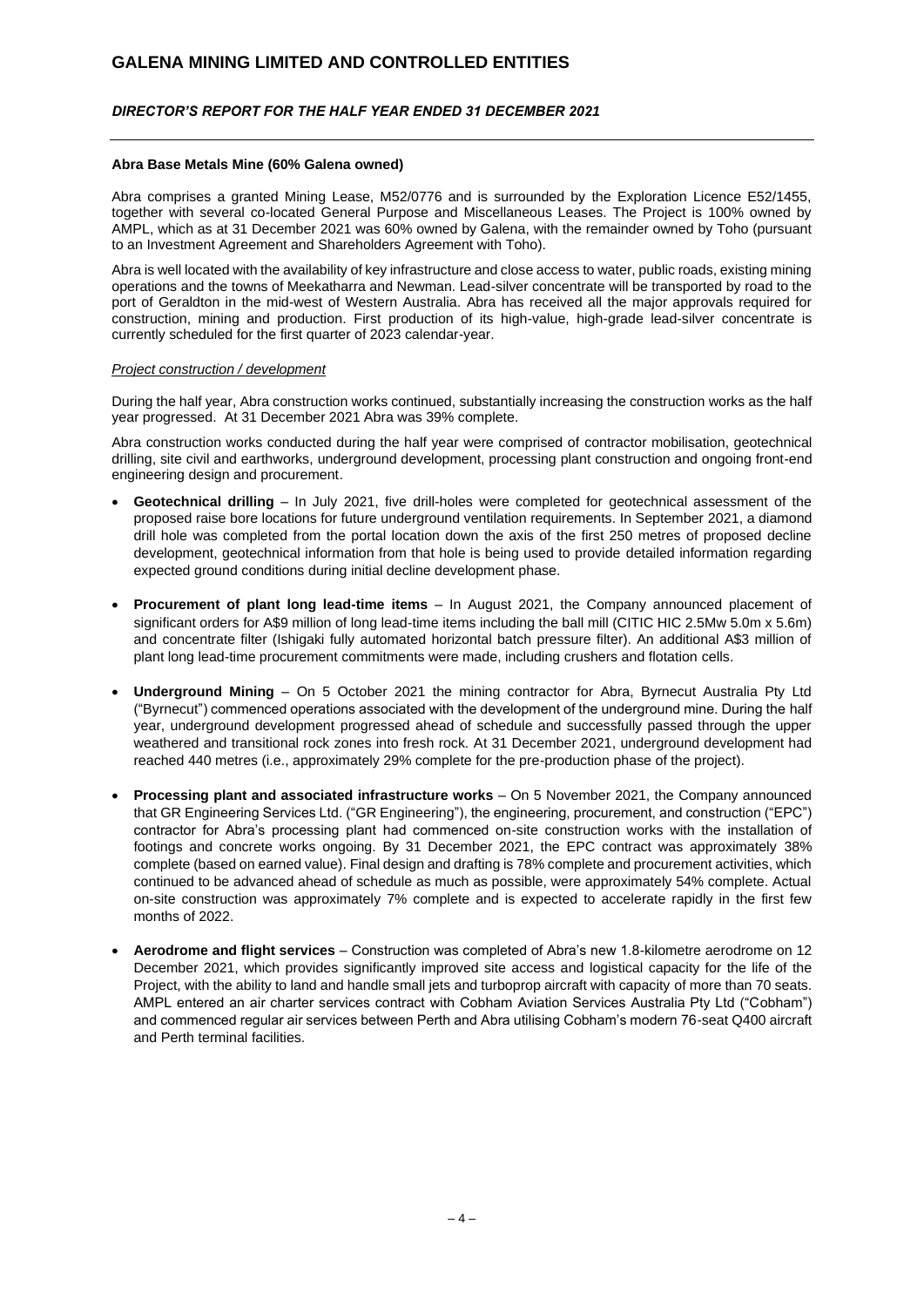### Abra Base Metals Mine (60% Galena owned)

Abra comprises a granted Mining Lease, M52/0776 and is surrounded by the Exploration Licence E52/1455, together with several co-located General Purpose and Miscellaneous Leases. The Project is 100% owned by AMPL, which as at 31 December 2021 was 60% owned by Galena, with the remainder owned by Toho (pursuant to an Investment Agreement and Shareholders Agreement with Toho).

Abra is well located with the availability of key infrastructure and close access to water, public roads, existing mining operations and the towns of Meekatharra and Newman. Lead-silver concentrate will be transported by road to the port of Geraldton in the mid-west of Western Australia. Abra has received all the major approvals required for construction, mining and production. First production of its high-value, high-grade lead-silver concentrate is currently scheduled for the first quarter of 2023 calendar-year.

#### *Project construction / development*

During the half year, Abra construction works continued, substantially increasing the construction works as the half year progressed. At 31 December 2021 Abra was 39% complete.

Abra construction works conducted during the half year were comprised of contractor mobilisation, geotechnical drilling, site civil and earthworks, underground development, processing plant construction and ongoing front-end engineering design and procurement.

- **Geotechnical drilling** – In July 2021, five drill-holes were completed for geotechnical assessment of the proposed raise bore locations for future underground ventilation requirements. In September 2021, a diamond drill hole was completed from the portal location down the axis of the first 250 metres of proposed decline development, geotechnical information from that hole is being used to provide detailed information regarding expected ground conditions during initial decline development phase.
- **Procurement of plant long lead-time items** – In August 2021, the Company announced placement of significant orders for A$9 million of long lead-time items including the ball mill (CITIC HIC 2.5Mw 5.0m x 5.6m) and concentrate filter (Ishigaki fully automated horizontal batch pressure filter). An additional A$3 million of plant long lead-time procurement commitments were made, including crushers and flotation cells.
- **Underground Mining** – On 5 October 2021 the mining contractor for Abra, Byrnecut Australia Pty Ltd ("Byrnecut") commenced operations associated with the development of the underground mine. During the half year, underground development progressed ahead of schedule and successfully passed through the upper weathered and transitional rock zones into fresh rock. At 31 December 2021, underground development had reached 440 metres (i.e., approximately 29% complete for the pre-production phase of the project).
- **Processing plant and associated infrastructure works** – On 5 November 2021, the Company announced that GR Engineering Services Ltd. ("GR Engineering"), the engineering, procurement, and construction ("EPC") contractor for Abra's processing plant had commenced on-site construction works with the installation of footings and concrete works ongoing. By 31 December 2021, the EPC contract was approximately 38% complete (based on earned value). Final design and drafting is 78% complete and procurement activities, which continued to be advanced ahead of schedule as much as possible, were approximately 54% complete. Actual on-site construction was approximately 7% complete and is expected to accelerate rapidly in the first few months of 2022.
- **Aerodrome and flight services** – Construction was completed of Abra's new 1.8-kilometre aerodrome on 12 December 2021, which provides significantly improved site access and logistical capacity for the life of the Project, with the ability to land and handle small jets and turboprop aircraft with capacity of more than 70 seats. AMPL entered an air charter services contract with Cobham Aviation Services Australia Pty Ltd ("Cobham") and commenced regular air services between Perth and Abra utilising Cobham's modern 76-seat Q400 aircraft and Perth terminal facilities.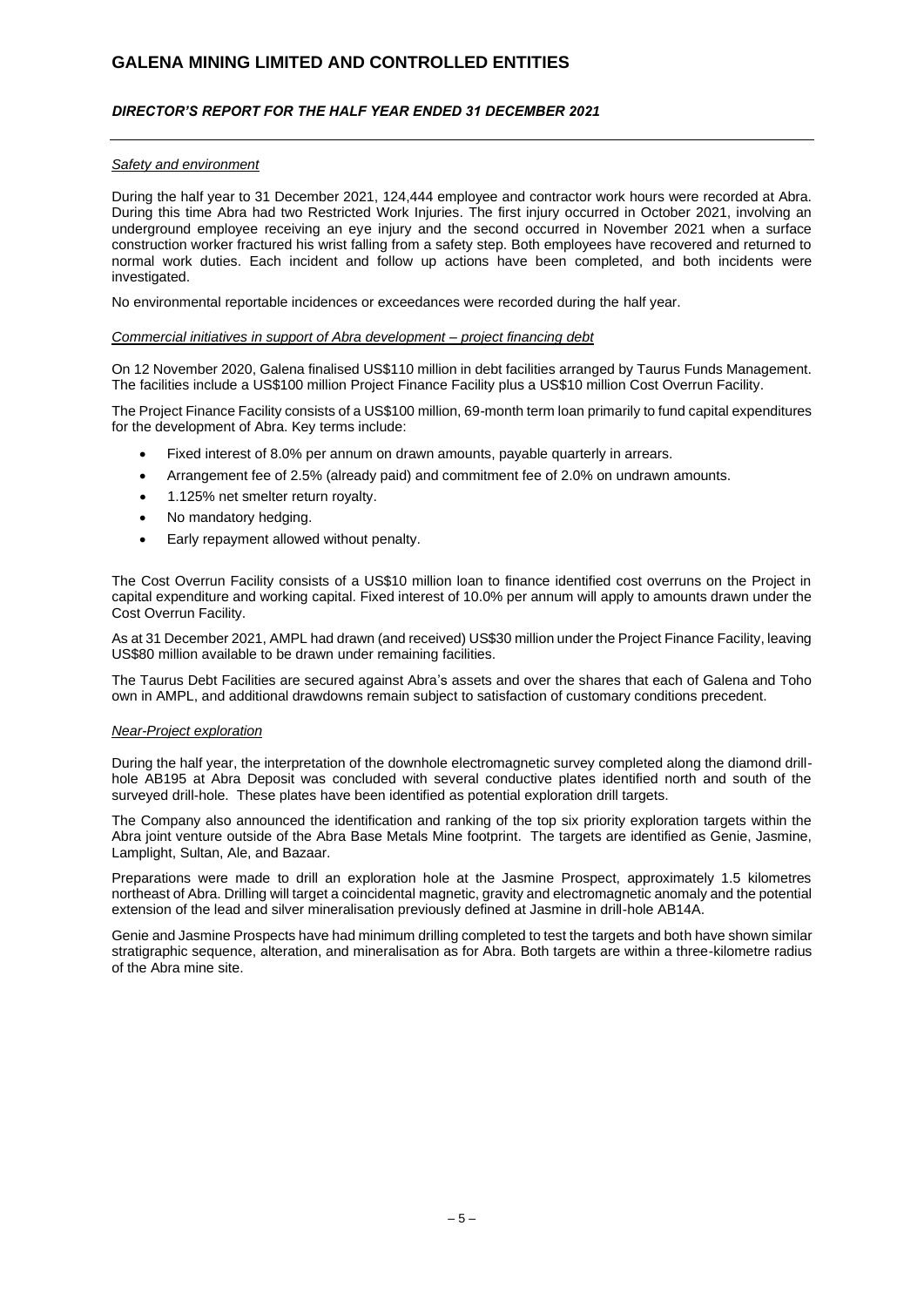*Safety and environment*

During the half year to 31 December 2021, 124,444 employee and contractor work hours were recorded at Abra. During this time Abra had two Restricted Work Injuries. The first injury occurred in October 2021, involving an underground employee receiving an eye injury and the second occurred in November 2021 when a surface construction worker fractured his wrist falling from a safety step. Both employees have recovered and returned to normal work duties. Each incident and follow up actions have been completed, and both incidents were investigated.

No environmental reportable incidences or exceedances were recorded during the half year.

*Commercial initiatives in support of Abra development – project financing debt*

On 12 November 2020, Galena finalised US$110 million in debt facilities arranged by Taurus Funds Management. The facilities include a US$100 million Project Finance Facility plus a US$10 million Cost Overrun Facility.

The Project Finance Facility consists of a US$100 million, 69-month term loan primarily to fund capital expenditures for the development of Abra. Key terms include:

- Fixed interest of 8.0% per annum on drawn amounts, payable quarterly in arrears.
- Arrangement fee of 2.5% (already paid) and commitment fee of 2.0% on undrawn amounts.
- 1.125% net smelter return royalty.
- No mandatory hedging.
- Early repayment allowed without penalty.

The Cost Overrun Facility consists of a US$10 million loan to finance identified cost overruns on the Project in capital expenditure and working capital. Fixed interest of 10.0% per annum will apply to amounts drawn under the Cost Overrun Facility.

As at 31 December 2021, AMPL had drawn (and received) US$30 million under the Project Finance Facility, leaving US$80 million available to be drawn under remaining facilities.

The Taurus Debt Facilities are secured against Abra's assets and over the shares that each of Galena and Toho own in AMPL, and additional drawdowns remain subject to satisfaction of customary conditions precedent.

*Near-Project exploration*

During the half year, the interpretation of the downhole electromagnetic survey completed along the diamond drill-hole AB195 at Abra Deposit was concluded with several conductive plates identified north and south of the surveyed drill-hole. These plates have been identified as potential exploration drill targets.

The Company also announced the identification and ranking of the top six priority exploration targets within the Abra joint venture outside of the Abra Base Metals Mine footprint. The targets are identified as Genie, Jasmine, Lamplight, Sultan, Ale, and Bazaar.

Preparations were made to drill an exploration hole at the Jasmine Prospect, approximately 1.5 kilometres northeast of Abra. Drilling will target a coincidental magnetic, gravity and electromagnetic anomaly and the potential extension of the lead and silver mineralisation previously defined at Jasmine in drill-hole AB14A.

Genie and Jasmine Prospects have had minimum drilling completed to test the targets and both have shown similar stratigraphic sequence, alteration, and mineralisation as for Abra. Both targets are within a three-kilometre radius of the Abra mine site.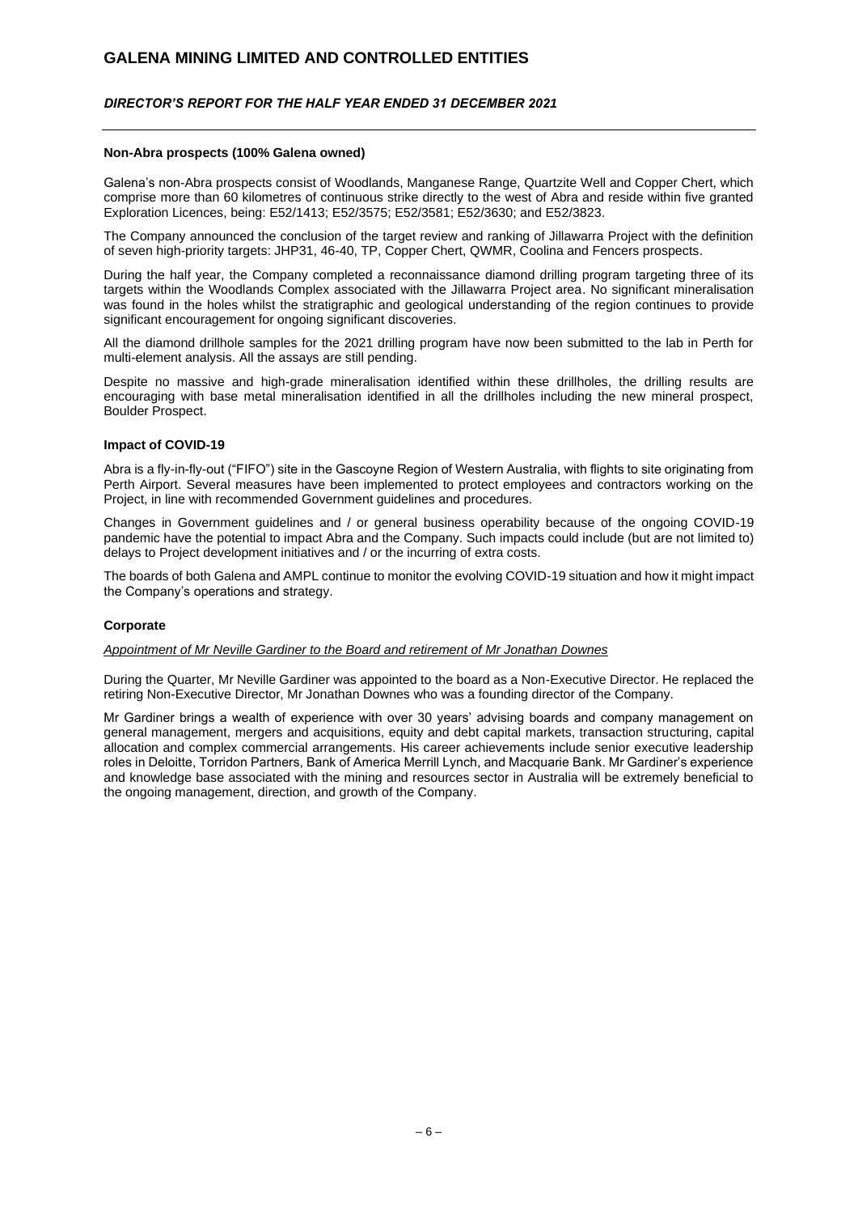### Non-Abra prospects (100% Galena owned)

Galena's non-Abra prospects consist of Woodlands, Manganese Range, Quartzite Well and Copper Chert, which comprise more than 60 kilometres of continuous strike directly to the west of Abra and reside within five granted Exploration Licences, being: E52/1413; E52/3575; E52/3581; E52/3630; and E52/3823.

The Company announced the conclusion of the target review and ranking of Jillawarra Project with the definition of seven high-priority targets: JHP31, 46-40, TP, Copper Chert, QWMR, Coolina and Fencers prospects.

During the half year, the Company completed a reconnaissance diamond drilling program targeting three of its targets within the Woodlands Complex associated with the Jillawarra Project area. No significant mineralisation was found in the holes whilst the stratigraphic and geological understanding of the region continues to provide significant encouragement for ongoing significant discoveries.

All the diamond drillhole samples for the 2021 drilling program have now been submitted to the lab in Perth for multi-element analysis. All the assays are still pending.

Despite no massive and high-grade mineralisation identified within these drillholes, the drilling results are encouraging with base metal mineralisation identified in all the drillholes including the new mineral prospect, Boulder Prospect.

### Impact of COVID-19

Abra is a fly-in-fly-out ("FIFO") site in the Gascoyne Region of Western Australia, with flights to site originating from Perth Airport. Several measures have been implemented to protect employees and contractors working on the Project, in line with recommended Government guidelines and procedures.

Changes in Government guidelines and / or general business operability because of the ongoing COVID-19 pandemic have the potential to impact Abra and the Company. Such impacts could include (but are not limited to) delays to Project development initiatives and / or the incurring of extra costs.

The boards of both Galena and AMPL continue to monitor the evolving COVID-19 situation and how it might impact the Company's operations and strategy.

### Corporate

*Appointment of Mr Neville Gardiner to the Board and retirement of Mr Jonathan Downes*

During the Quarter, Mr Neville Gardiner was appointed to the board as a Non-Executive Director. He replaced the retiring Non-Executive Director, Mr Jonathan Downes who was a founding director of the Company.

Mr Gardiner brings a wealth of experience with over 30 years' advising boards and company management on general management, mergers and acquisitions, equity and debt capital markets, transaction structuring, capital allocation and complex commercial arrangements. His career achievements include senior executive leadership roles in Deloitte, Torridon Partners, Bank of America Merrill Lynch, and Macquarie Bank. Mr Gardiner's experience and knowledge base associated with the mining and resources sector in Australia will be extremely beneficial to the ongoing management, direction, and growth of the Company.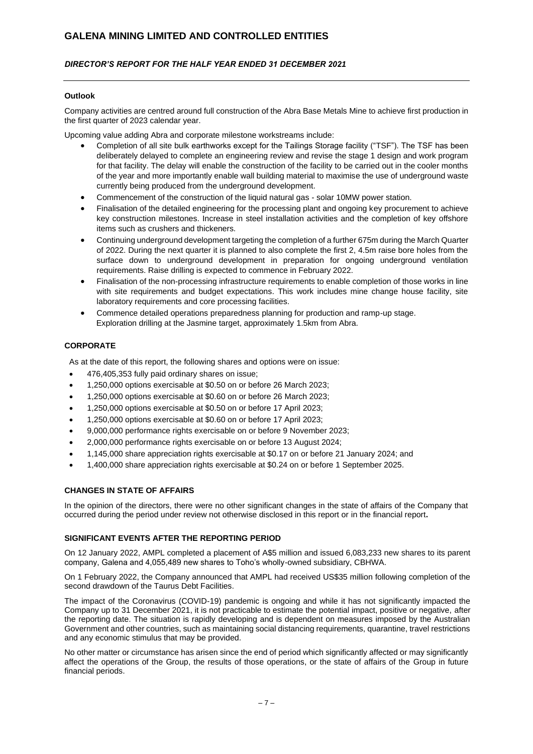## Outlook

Company activities are centred around full construction of the Abra Base Metals Mine to achieve first production in the first quarter of 2023 calendar year.

Upcoming value adding Abra and corporate milestone workstreams include:

- Completion of all site bulk earthworks except for the Tailings Storage facility ("TSF"). The TSF has been deliberately delayed to complete an engineering review and revise the stage 1 design and work program for that facility. The delay will enable the construction of the facility to be carried out in the cooler months of the year and more importantly enable wall building material to maximise the use of underground waste currently being produced from the underground development.
- Commencement of the construction of the liquid natural gas - solar 10MW power station.
- Finalisation of the detailed engineering for the processing plant and ongoing key procurement to achieve key construction milestones. Increase in steel installation activities and the completion of key offshore items such as crushers and thickeners.
- Continuing underground development targeting the completion of a further 675m during the March Quarter of 2022. During the next quarter it is planned to also complete the first 2, 4.5m raise bore holes from the surface down to underground development in preparation for ongoing underground ventilation requirements. Raise drilling is expected to commence in February 2022.
- Finalisation of the non-processing infrastructure requirements to enable completion of those works in line with site requirements and budget expectations. This work includes mine change house facility, site laboratory requirements and core processing facilities.
- Commence detailed operations preparedness planning for production and ramp-up stage.
  Exploration drilling at the Jasmine target, approximately 1.5km from Abra.

## CORPORATE

As at the date of this report, the following shares and options were on issue:

- 476,405,353 fully paid ordinary shares on issue;
- 1,250,000 options exercisable at $0.50 on or before 26 March 2023;
- 1,250,000 options exercisable at $0.60 on or before 26 March 2023;
- 1,250,000 options exercisable at $0.50 on or before 17 April 2023;
- 1,250,000 options exercisable at $0.60 on or before 17 April 2023;
- 9,000,000 performance rights exercisable on or before 9 November 2023;
- 2,000,000 performance rights exercisable on or before 13 August 2024;
- 1,145,000 share appreciation rights exercisable at $0.17 on or before 21 January 2024; and
- 1,400,000 share appreciation rights exercisable at $0.24 on or before 1 September 2025.

## CHANGES IN STATE OF AFFAIRS

In the opinion of the directors, there were no other significant changes in the state of affairs of the Company that occurred during the period under review not otherwise disclosed in this report or in the financial report**.**

## SIGNIFICANT EVENTS AFTER THE REPORTING PERIOD

On 12 January 2022, AMPL completed a placement of A$5 million and issued 6,083,233 new shares to its parent company, Galena and 4,055,489 new shares to Toho's wholly-owned subsidiary, CBHWA.

On 1 February 2022, the Company announced that AMPL had received US$35 million following completion of the second drawdown of the Taurus Debt Facilities.

The impact of the Coronavirus (COVID-19) pandemic is ongoing and while it has not significantly impacted the Company up to 31 December 2021, it is not practicable to estimate the potential impact, positive or negative, after the reporting date. The situation is rapidly developing and is dependent on measures imposed by the Australian Government and other countries, such as maintaining social distancing requirements, quarantine, travel restrictions and any economic stimulus that may be provided.

No other matter or circumstance has arisen since the end of period which significantly affected or may significantly affect the operations of the Group, the results of those operations, or the state of affairs of the Group in future financial periods.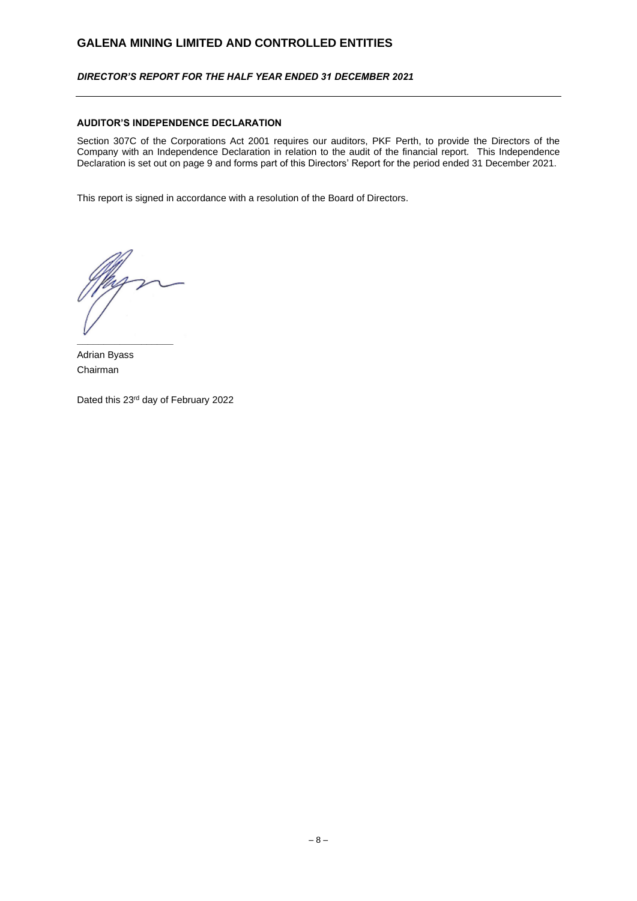#### AUDITOR'S INDEPENDENCE DECLARATION

Section 307C of the Corporations Act 2001 requires our auditors, PKF Perth, to provide the Directors of the Company with an Independence Declaration in relation to the audit of the financial report. This Independence Declaration is set out on page 9 and forms part of this Directors' Report for the period ended 31 December 2021.

This report is signed in accordance with a resolution of the Board of Directors.

Adrian Byass
Chairman

Dated this 23rd day of February 2022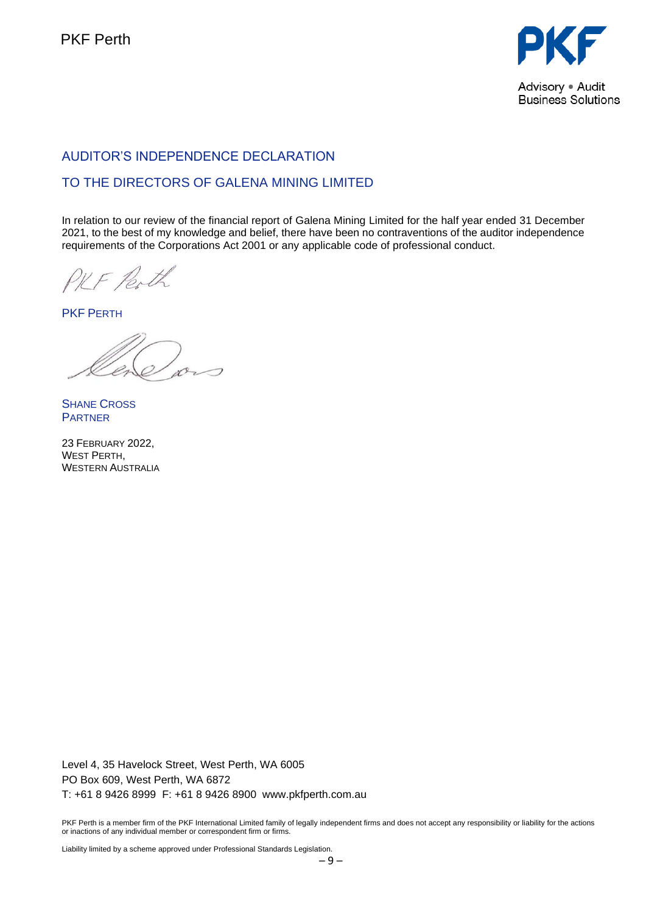PKF Perth

Advisory • Audit
Business Solutions

## AUDITOR'S INDEPENDENCE DECLARATION

## TO THE DIRECTORS OF GALENA MINING LIMITED

In relation to our review of the financial report of Galena Mining Limited for the half year ended 31 December 2021, to the best of my knowledge and belief, there have been no contraventions of the auditor independence requirements of the Corporations Act 2001 or any applicable code of professional conduct.

PKF PERTH

SHANE CROSS
PARTNER

23 FEBRUARY 2022,
WEST PERTH,
WESTERN AUSTRALIA

Level 4, 35 Havelock Street, West Perth, WA 6005
PO Box 609, West Perth, WA 6872
T: +61 8 9426 8999 F: +61 8 9426 8900 www.pkfperth.com.au

PKF Perth is a member firm of the PKF International Limited family of legally independent firms and does not accept any responsibility or liability for the actions or inactions of any individual member or correspondent firm or firms.

Liability limited by a scheme approved under Professional Standards Legislation.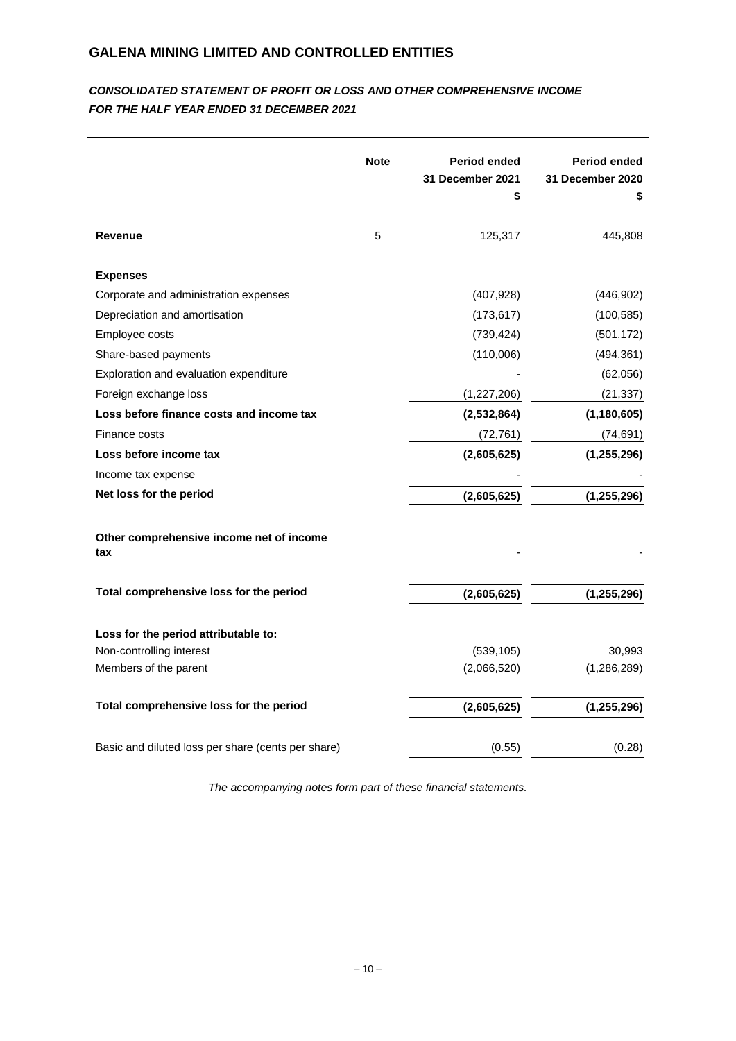## GALENA MINING LIMITED AND CONTROLLED ENTITIES

### *CONSOLIDATED STATEMENT OF PROFIT OR LOSS AND OTHER COMPREHENSIVE INCOME FOR THE HALF YEAR ENDED 31 DECEMBER 2021*

| | Note | Period ended 31 December 2021 $ | Period ended 31 December 2020 $ |
|---|---|---|---|
| **Revenue** | 5 | 125,317 | 445,808 |
| **Expenses** | | | |
| Corporate and administration expenses | | (407,928) | (446,902) |
| Depreciation and amortisation | | (173,617) | (100,585) |
| Employee costs | | (739,424) | (501,172) |
| Share-based payments | | (110,006) | (494,361) |
| Exploration and evaluation expenditure | | - | (62,056) |
| Foreign exchange loss | | (1,227,206) | (21,337) |
| **Loss before finance costs and income tax** | | **(2,532,864)** | **(1,180,605)** |
| Finance costs | | (72,761) | (74,691) |
| **Loss before income tax** | | **(2,605,625)** | **(1,255,296)** |
| Income tax expense | | - | - |
| **Net loss for the period** | | **(2,605,625)** | **(1,255,296)** |
| **Other comprehensive income net of income tax** | | - | - |
| **Total comprehensive loss for the period** | | **(2,605,625)** | **(1,255,296)** |
| **Loss for the period attributable to:** | | | |
| Non-controlling interest | | (539,105) | 30,993 |
| Members of the parent | | (2,066,520) | (1,286,289) |
| **Total comprehensive loss for the period** | | **(2,605,625)** | **(1,255,296)** |
| Basic and diluted loss per share (cents per share) | | (0.55) | (0.28) |

*The accompanying notes form part of these financial statements.*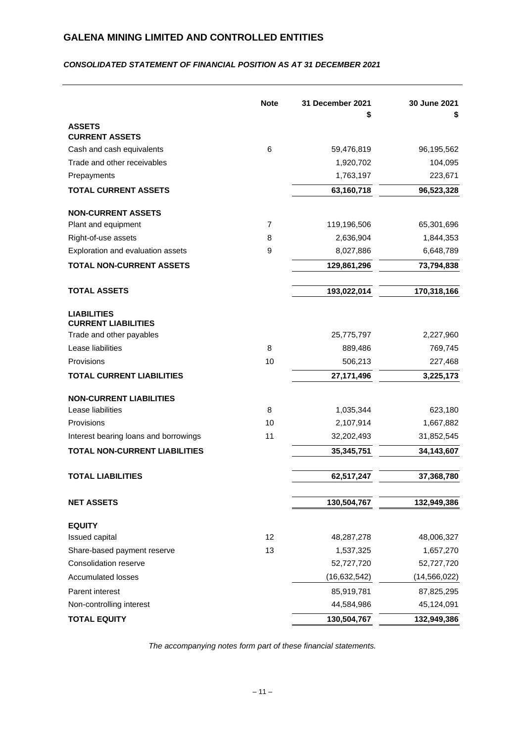# GALENA MINING LIMITED AND CONTROLLED ENTITIES

***CONSOLIDATED STATEMENT OF FINANCIAL POSITION AS AT 31 DECEMBER 2021***

| | Note | 31 December 2021<br>$ | 30 June 2021<br>$ |
|---|---|---|---|
| **ASSETS** | | | |
| **CURRENT ASSETS** | | | |
| Cash and cash equivalents | 6 | 59,476,819 | 96,195,562 |
| Trade and other receivables | | 1,920,702 | 104,095 |
| Prepayments | | 1,763,197 | 223,671 |
| **TOTAL CURRENT ASSETS** | | **63,160,718** | **96,523,328** |
| **NON-CURRENT ASSETS** | | | |
| Plant and equipment | 7 | 119,196,506 | 65,301,696 |
| Right-of-use assets | 8 | 2,636,904 | 1,844,353 |
| Exploration and evaluation assets | 9 | 8,027,886 | 6,648,789 |
| **TOTAL NON-CURRENT ASSETS** | | **129,861,296** | **73,794,838** |
| **TOTAL ASSETS** | | **193,022,014** | **170,318,166** |
| **LIABILITIES** | | | |
| **CURRENT LIABILITIES** | | | |
| Trade and other payables | | 25,775,797 | 2,227,960 |
| Lease liabilities | 8 | 889,486 | 769,745 |
| Provisions | 10 | 506,213 | 227,468 |
| **TOTAL CURRENT LIABILITIES** | | **27,171,496** | **3,225,173** |
| **NON-CURRENT LIABILITIES** | | | |
| Lease liabilities | 8 | 1,035,344 | 623,180 |
| Provisions | 10 | 2,107,914 | 1,667,882 |
| Interest bearing loans and borrowings | 11 | 32,202,493 | 31,852,545 |
| **TOTAL NON-CURRENT LIABILITIES** | | **35,345,751** | **34,143,607** |
| **TOTAL LIABILITIES** | | **62,517,247** | **37,368,780** |
| **NET ASSETS** | | **130,504,767** | **132,949,386** |
| **EQUITY** | | | |
| Issued capital | 12 | 48,287,278 | 48,006,327 |
| Share-based payment reserve | 13 | 1,537,325 | 1,657,270 |
| Consolidation reserve | | 52,727,720 | 52,727,720 |
| Accumulated losses | | (16,632,542) | (14,566,022) |
| Parent interest | | 85,919,781 | 87,825,295 |
| Non-controlling interest | | 44,584,986 | 45,124,091 |
| **TOTAL EQUITY** | | **130,504,767** | **132,949,386** |

*The accompanying notes form part of these financial statements.*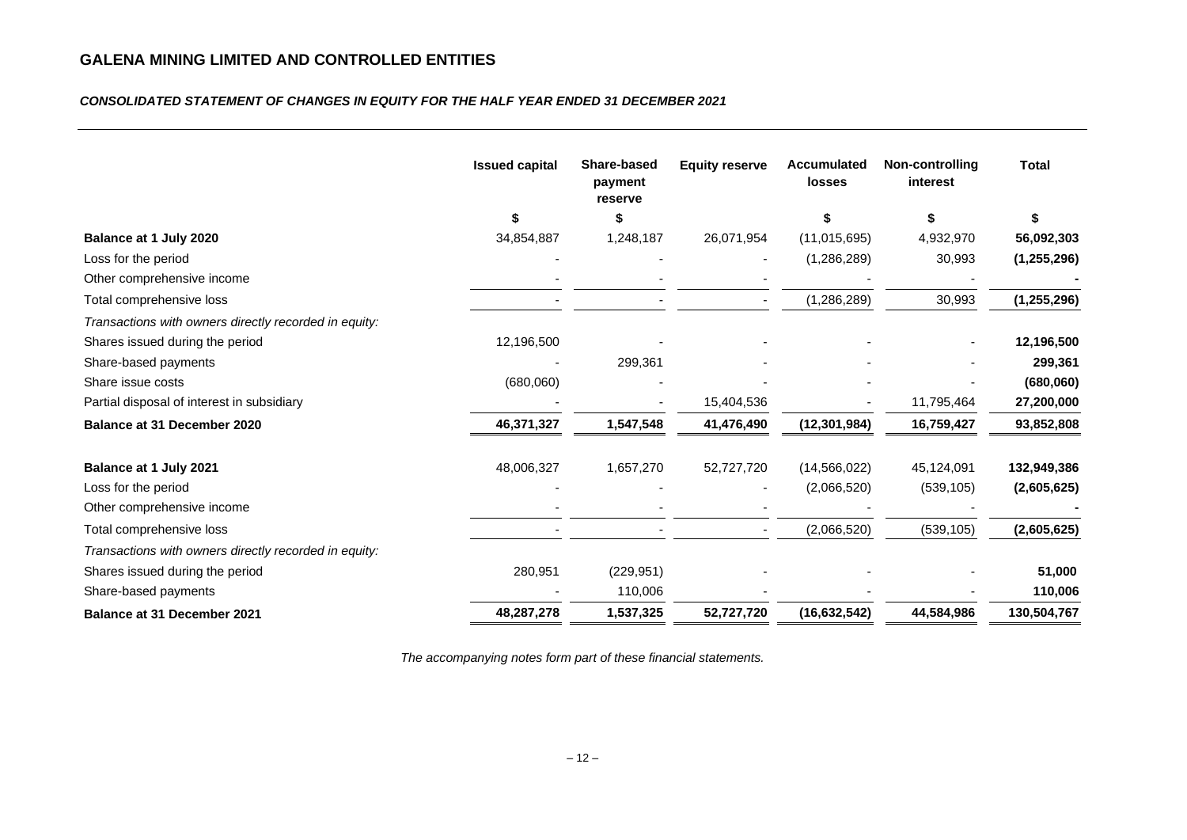# GALENA MINING LIMITED AND CONTROLLED ENTITIES

***CONSOLIDATED STATEMENT OF CHANGES IN EQUITY FOR THE HALF YEAR ENDED 31 DECEMBER 2021***

| | Issued capital | Share-based payment reserve | Equity reserve | Accumulated losses | Non-controlling interest | Total |
|---|---|---|---|---|---|---|
| | $ | $ | | $ | $ | $ |
| **Balance at 1 July 2020** | 34,854,887 | 1,248,187 | 26,071,954 | (11,015,695) | 4,932,970 | **56,092,303** |
| Loss for the period | - | - | - | (1,286,289) | 30,993 | **(1,255,296)** |
| Other comprehensive income | - | - | - | - | - | **-** |
| Total comprehensive loss | - | - | - | (1,286,289) | 30,993 | **(1,255,296)** |
| *Transactions with owners directly recorded in equity:* | | | | | | |
| Shares issued during the period | 12,196,500 | - | - | - | - | **12,196,500** |
| Share-based payments | - | 299,361 | - | - | - | **299,361** |
| Share issue costs | (680,060) | - | - | - | - | **(680,060)** |
| Partial disposal of interest in subsidiary | - | - | 15,404,536 | - | 11,795,464 | **27,200,000** |
| **Balance at 31 December 2020** | **46,371,327** | **1,547,548** | **41,476,490** | **(12,301,984)** | **16,759,427** | **93,852,808** |
| | | | | | | |
| **Balance at 1 July 2021** | 48,006,327 | 1,657,270 | 52,727,720 | (14,566,022) | 45,124,091 | **132,949,386** |
| Loss for the period | - | - | - | (2,066,520) | (539,105) | **(2,605,625)** |
| Other comprehensive income | - | - | - | - | - | **-** |
| Total comprehensive loss | - | - | - | (2,066,520) | (539,105) | **(2,605,625)** |
| *Transactions with owners directly recorded in equity:* | | | | | | |
| Shares issued during the period | 280,951 | (229,951) | - | - | - | **51,000** |
| Share-based payments | - | 110,006 | - | - | - | **110,006** |
| **Balance at 31 December 2021** | **48,287,278** | **1,537,325** | **52,727,720** | **(16,632,542)** | **44,584,986** | **130,504,767** |

*The accompanying notes form part of these financial statements.*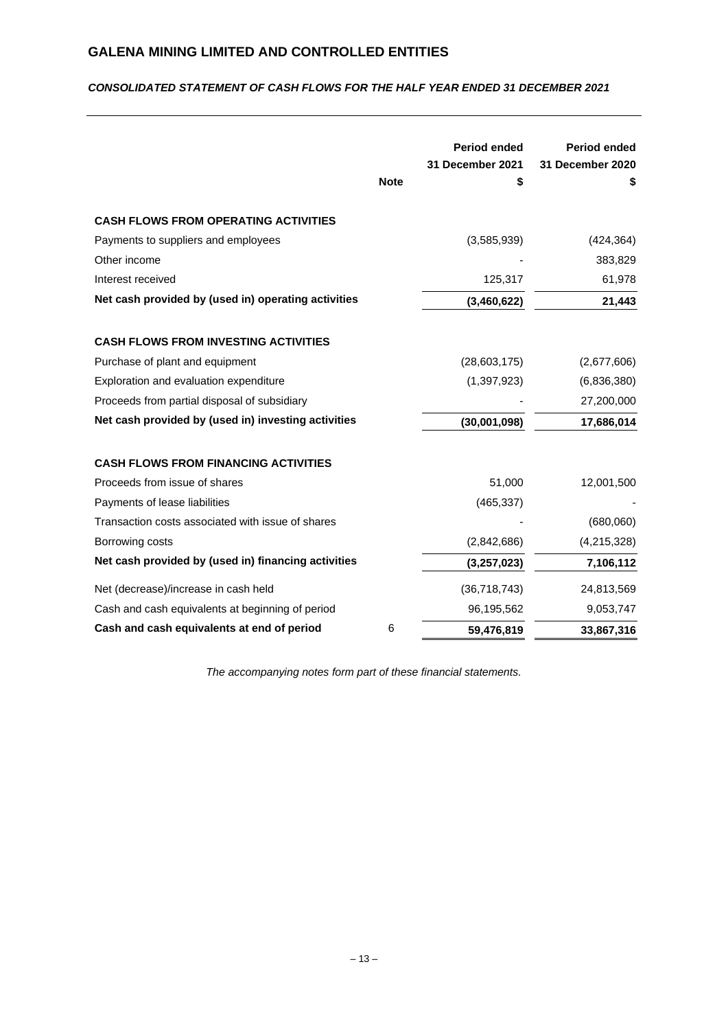# GALENA MINING LIMITED AND CONTROLLED ENTITIES

***CONSOLIDATED STATEMENT OF CASH FLOWS FOR THE HALF YEAR ENDED 31 DECEMBER 2021***

| | Note | Period ended 31 December 2021 $ | Period ended 31 December 2020 $ |
|---|---|---|---|
| **CASH FLOWS FROM OPERATING ACTIVITIES** | | | |
| Payments to suppliers and employees | | (3,585,939) | (424,364) |
| Other income | | - | 383,829 |
| Interest received | | 125,317 | 61,978 |
| **Net cash provided by (used in) operating activities** | | **(3,460,622)** | **21,443** |
| **CASH FLOWS FROM INVESTING ACTIVITIES** | | | |
| Purchase of plant and equipment | | (28,603,175) | (2,677,606) |
| Exploration and evaluation expenditure | | (1,397,923) | (6,836,380) |
| Proceeds from partial disposal of subsidiary | | - | 27,200,000 |
| **Net cash provided by (used in) investing activities** | | **(30,001,098)** | **17,686,014** |
| **CASH FLOWS FROM FINANCING ACTIVITIES** | | | |
| Proceeds from issue of shares | | 51,000 | 12,001,500 |
| Payments of lease liabilities | | (465,337) | - |
| Transaction costs associated with issue of shares | | - | (680,060) |
| Borrowing costs | | (2,842,686) | (4,215,328) |
| **Net cash provided by (used in) financing activities** | | **(3,257,023)** | **7,106,112** |
| Net (decrease)/increase in cash held | | (36,718,743) | 24,813,569 |
| Cash and cash equivalents at beginning of period | | 96,195,562 | 9,053,747 |
| **Cash and cash equivalents at end of period** | 6 | **59,476,819** | **33,867,316** |

*The accompanying notes form part of these financial statements.*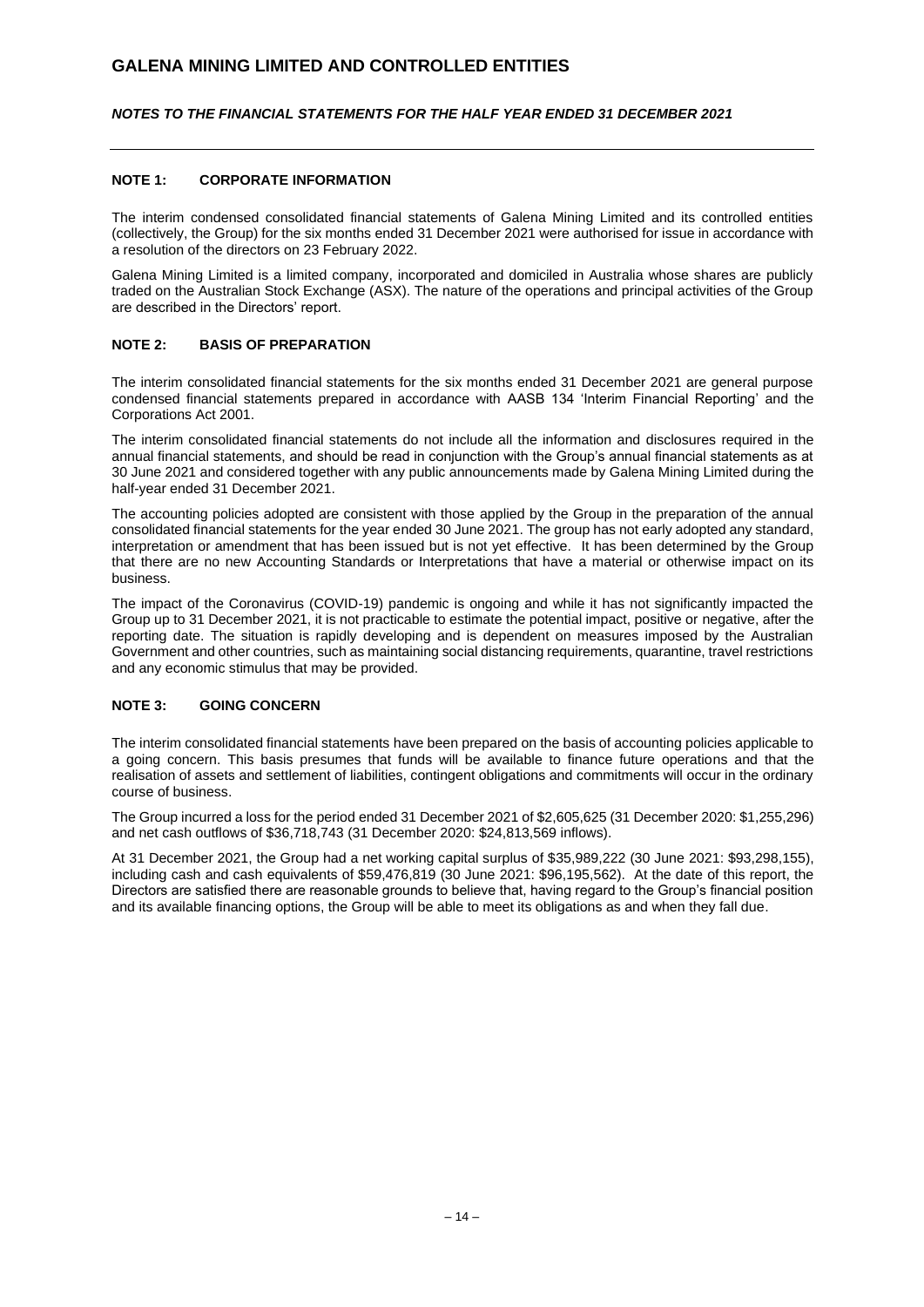# GALENA MINING LIMITED AND CONTROLLED ENTITIES

## *NOTES TO THE FINANCIAL STATEMENTS FOR THE HALF YEAR ENDED 31 DECEMBER 2021*

### NOTE 1: CORPORATE INFORMATION

The interim condensed consolidated financial statements of Galena Mining Limited and its controlled entities (collectively, the Group) for the six months ended 31 December 2021 were authorised for issue in accordance with a resolution of the directors on 23 February 2022.

Galena Mining Limited is a limited company, incorporated and domiciled in Australia whose shares are publicly traded on the Australian Stock Exchange (ASX). The nature of the operations and principal activities of the Group are described in the Directors' report.

### NOTE 2: BASIS OF PREPARATION

The interim consolidated financial statements for the six months ended 31 December 2021 are general purpose condensed financial statements prepared in accordance with AASB 134 'Interim Financial Reporting' and the Corporations Act 2001.

The interim consolidated financial statements do not include all the information and disclosures required in the annual financial statements, and should be read in conjunction with the Group's annual financial statements as at 30 June 2021 and considered together with any public announcements made by Galena Mining Limited during the half-year ended 31 December 2021.

The accounting policies adopted are consistent with those applied by the Group in the preparation of the annual consolidated financial statements for the year ended 30 June 2021. The group has not early adopted any standard, interpretation or amendment that has been issued but is not yet effective. It has been determined by the Group that there are no new Accounting Standards or Interpretations that have a material or otherwise impact on its business.

The impact of the Coronavirus (COVID-19) pandemic is ongoing and while it has not significantly impacted the Group up to 31 December 2021, it is not practicable to estimate the potential impact, positive or negative, after the reporting date. The situation is rapidly developing and is dependent on measures imposed by the Australian Government and other countries, such as maintaining social distancing requirements, quarantine, travel restrictions and any economic stimulus that may be provided.

### NOTE 3: GOING CONCERN

The interim consolidated financial statements have been prepared on the basis of accounting policies applicable to a going concern. This basis presumes that funds will be available to finance future operations and that the realisation of assets and settlement of liabilities, contingent obligations and commitments will occur in the ordinary course of business.

The Group incurred a loss for the period ended 31 December 2021 of $2,605,625 (31 December 2020: $1,255,296) and net cash outflows of $36,718,743 (31 December 2020: $24,813,569 inflows).

At 31 December 2021, the Group had a net working capital surplus of $35,989,222 (30 June 2021: $93,298,155), including cash and cash equivalents of $59,476,819 (30 June 2021: $96,195,562). At the date of this report, the Directors are satisfied there are reasonable grounds to believe that, having regard to the Group's financial position and its available financing options, the Group will be able to meet its obligations as and when they fall due.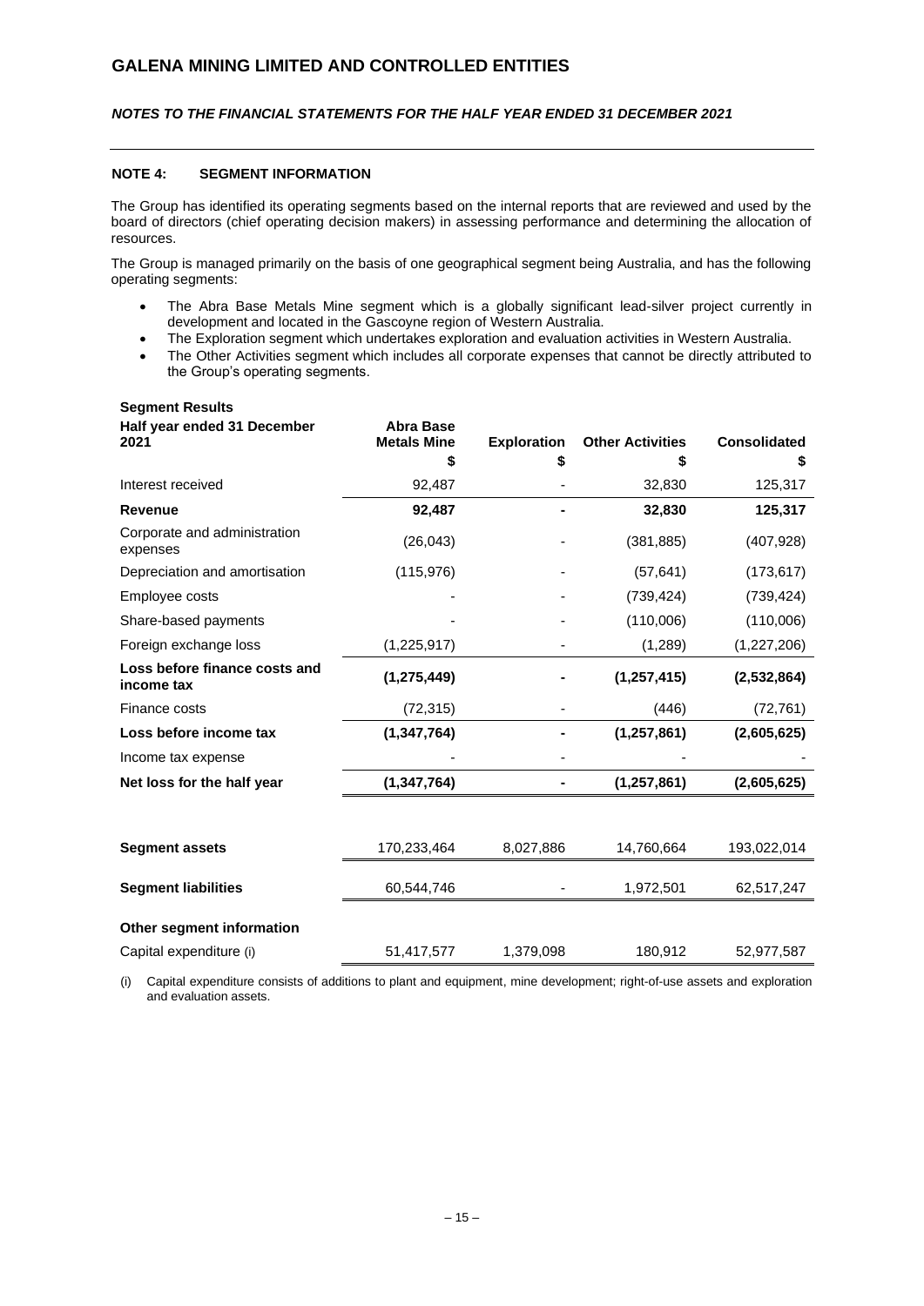# GALENA MINING LIMITED AND CONTROLLED ENTITIES

*NOTES TO THE FINANCIAL STATEMENTS FOR THE HALF YEAR ENDED 31 DECEMBER 2021*

## NOTE 4: SEGMENT INFORMATION

The Group has identified its operating segments based on the internal reports that are reviewed and used by the board of directors (chief operating decision makers) in assessing performance and determining the allocation of resources.

The Group is managed primarily on the basis of one geographical segment being Australia, and has the following operating segments:

- The Abra Base Metals Mine segment which is a globally significant lead-silver project currently in development and located in the Gascoyne region of Western Australia.
- The Exploration segment which undertakes exploration and evaluation activities in Western Australia.
- The Other Activities segment which includes all corporate expenses that cannot be directly attributed to the Group's operating segments.

**Segment Results**

| Half year ended 31 December 2021 | Abra Base Metals Mine $ | Exploration $ | Other Activities $ | Consolidated $ |
|---|---|---|---|---|
| Interest received | 92,487 | - | 32,830 | 125,317 |
| **Revenue** | **92,487** | **-** | **32,830** | **125,317** |
| Corporate and administration expenses | (26,043) | - | (381,885) | (407,928) |
| Depreciation and amortisation | (115,976) | - | (57,641) | (173,617) |
| Employee costs | - | - | (739,424) | (739,424) |
| Share-based payments | - | - | (110,006) | (110,006) |
| Foreign exchange loss | (1,225,917) | - | (1,289) | (1,227,206) |
| **Loss before finance costs and income tax** | **(1,275,449)** | **-** | **(1,257,415)** | **(2,532,864)** |
| Finance costs | (72,315) | - | (446) | (72,761) |
| **Loss before income tax** | **(1,347,764)** | **-** | **(1,257,861)** | **(2,605,625)** |
| Income tax expense | - | - | - | - |
| **Net loss for the half year** | **(1,347,764)** | **-** | **(1,257,861)** | **(2,605,625)** |
| | | | | |
| **Segment assets** | 170,233,464 | 8,027,886 | 14,760,664 | 193,022,014 |
| **Segment liabilities** | 60,544,746 | - | 1,972,501 | 62,517,247 |
| **Other segment information** | | | | |
| Capital expenditure (i) | 51,417,577 | 1,379,098 | 180,912 | 52,977,587 |

(i) Capital expenditure consists of additions to plant and equipment, mine development; right-of-use assets and exploration and evaluation assets.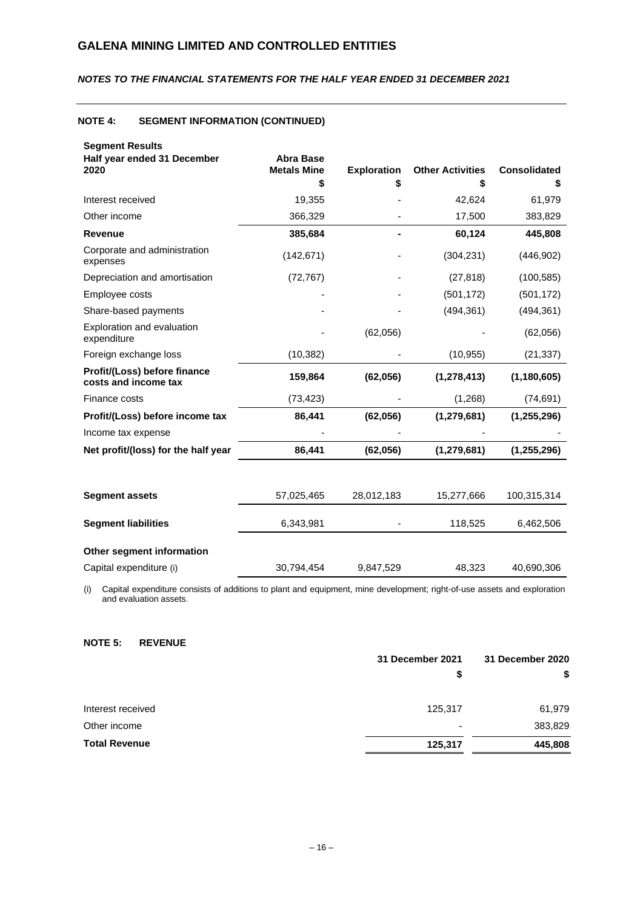# GALENA MINING LIMITED AND CONTROLLED ENTITIES

*NOTES TO THE FINANCIAL STATEMENTS FOR THE HALF YEAR ENDED 31 DECEMBER 2021*

## NOTE 4: SEGMENT INFORMATION (CONTINUED)

**Segment Results**

| Half year ended 31 December 2020 | Abra Base Metals Mine $ | Exploration $ | Other Activities $ | Consolidated $ |
|---|---|---|---|---|
| Interest received | 19,355 | - | 42,624 | 61,979 |
| Other income | 366,329 | - | 17,500 | 383,829 |
| **Revenue** | **385,684** | **-** | **60,124** | **445,808** |
| Corporate and administration expenses | (142,671) | - | (304,231) | (446,902) |
| Depreciation and amortisation | (72,767) | - | (27,818) | (100,585) |
| Employee costs | - | - | (501,172) | (501,172) |
| Share-based payments | - | - | (494,361) | (494,361) |
| Exploration and evaluation expenditure | - | (62,056) | - | (62,056) |
| Foreign exchange loss | (10,382) | - | (10,955) | (21,337) |
| **Profit/(Loss) before finance costs and income tax** | **159,864** | **(62,056)** | **(1,278,413)** | **(1,180,605)** |
| Finance costs | (73,423) | - | (1,268) | (74,691) |
| **Profit/(Loss) before income tax** | **86,441** | **(62,056)** | **(1,279,681)** | **(1,255,296)** |
| Income tax expense | - | - | - | - |
| **Net profit/(loss) for the half year** | **86,441** | **(62,056)** | **(1,279,681)** | **(1,255,296)** |
| | | | | |
| **Segment assets** | 57,025,465 | 28,012,183 | 15,277,666 | 100,315,314 |
| **Segment liabilities** | 6,343,981 | - | 118,525 | 6,462,506 |
| **Other segment information** | | | | |
| Capital expenditure (i) | 30,794,454 | 9,847,529 | 48,323 | 40,690,306 |

(i) Capital expenditure consists of additions to plant and equipment, mine development; right-of-use assets and exploration and evaluation assets.

## NOTE 5: REVENUE

| | 31 December 2021 $ | 31 December 2020 $ |
|---|---|---|
| Interest received | 125,317 | 61,979 |
| Other income | - | 383,829 |
| **Total Revenue** | **125,317** | **445,808** |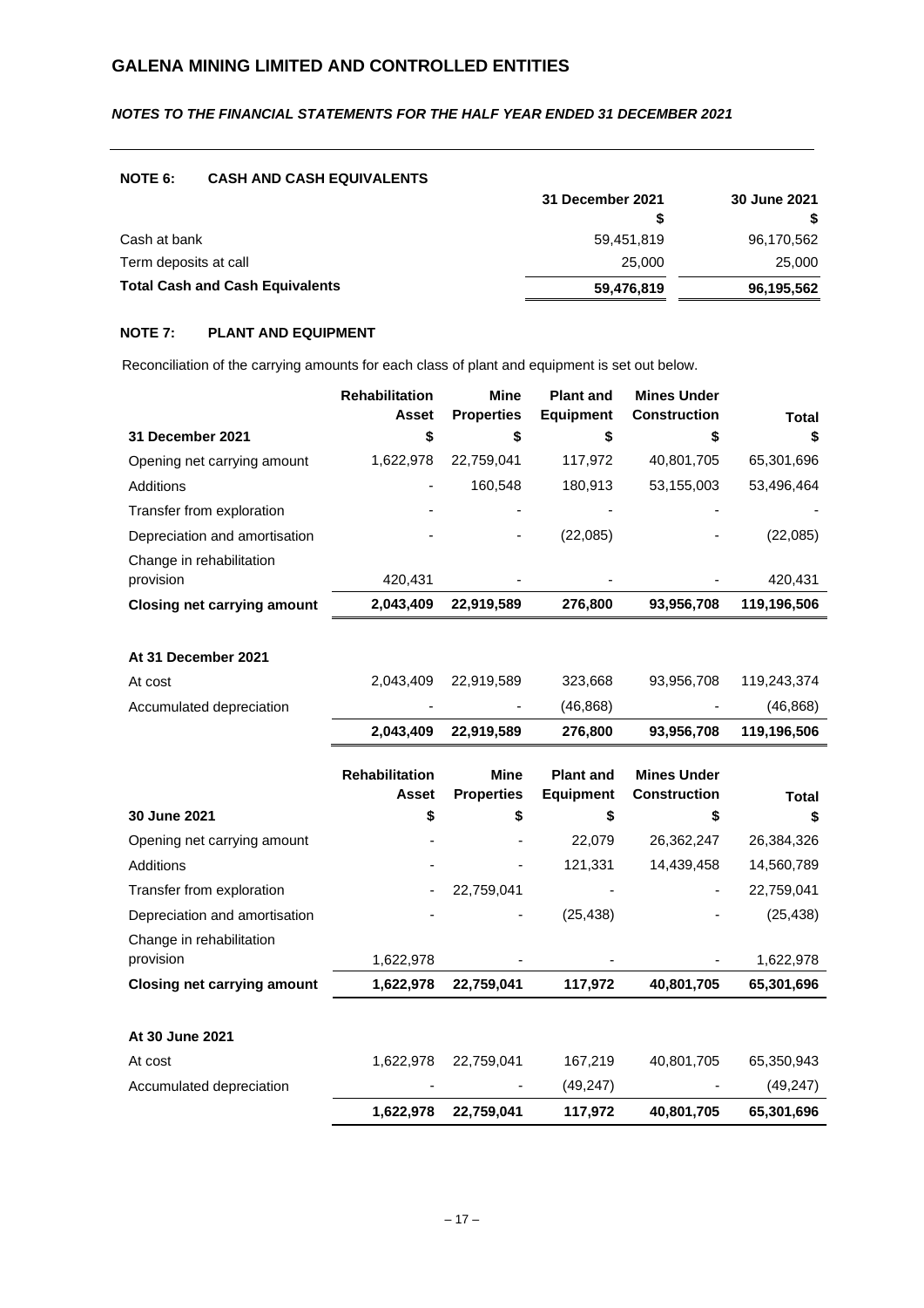# GALENA MINING LIMITED AND CONTROLLED ENTITIES

***NOTES TO THE FINANCIAL STATEMENTS FOR THE HALF YEAR ENDED 31 DECEMBER 2021***

## NOTE 6: CASH AND CASH EQUIVALENTS

| | 31 December 2021 | 30 June 2021 |
|---|---|---|
| | $ | $ |
| Cash at bank | 59,451,819 | 96,170,562 |
| Term deposits at call | 25,000 | 25,000 |
| **Total Cash and Cash Equivalents** | **59,476,819** | **96,195,562** |

## NOTE 7: PLANT AND EQUIPMENT

Reconciliation of the carrying amounts for each class of plant and equipment is set out below.

| | Rehabilitation Asset | Mine Properties | Plant and Equipment | Mines Under Construction | Total |
|---|---|---|---|---|---|
| **31 December 2021** | **$** | **$** | **$** | **$** | **$** |
| Opening net carrying amount | 1,622,978 | 22,759,041 | 117,972 | 40,801,705 | 65,301,696 |
| Additions | - | 160,548 | 180,913 | 53,155,003 | 53,496,464 |
| Transfer from exploration | - | - | - | - | - |
| Depreciation and amortisation | - | - | (22,085) | - | (22,085) |
| Change in rehabilitation provision | 420,431 | - | - | - | 420,431 |
| **Closing net carrying amount** | **2,043,409** | **22,919,589** | **276,800** | **93,956,708** | **119,196,506** |
| | | | | | |
| **At 31 December 2021** | | | | | |
| At cost | 2,043,409 | 22,919,589 | 323,668 | 93,956,708 | 119,243,374 |
| Accumulated depreciation | - | - | (46,868) | - | (46,868) |
| | **2,043,409** | **22,919,589** | **276,800** | **93,956,708** | **119,196,506** |

| | Rehabilitation Asset | Mine Properties | Plant and Equipment | Mines Under Construction | Total |
|---|---|---|---|---|---|
| **30 June 2021** | **$** | **$** | **$** | **$** | **$** |
| Opening net carrying amount | - | - | 22,079 | 26,362,247 | 26,384,326 |
| Additions | - | - | 121,331 | 14,439,458 | 14,560,789 |
| Transfer from exploration | - | 22,759,041 | | - | 22,759,041 |
| Depreciation and amortisation | - | - | (25,438) | - | (25,438) |
| Change in rehabilitation provision | 1,622,978 | - | - | - | 1,622,978 |
| **Closing net carrying amount** | **1,622,978** | **22,759,041** | **117,972** | **40,801,705** | **65,301,696** |
| | | | | | |
| **At 30 June 2021** | | | | | |
| At cost | 1,622,978 | 22,759,041 | 167,219 | 40,801,705 | 65,350,943 |
| Accumulated depreciation | - | - | (49,247) | - | (49,247) |
| | **1,622,978** | **22,759,041** | **117,972** | **40,801,705** | **65,301,696** |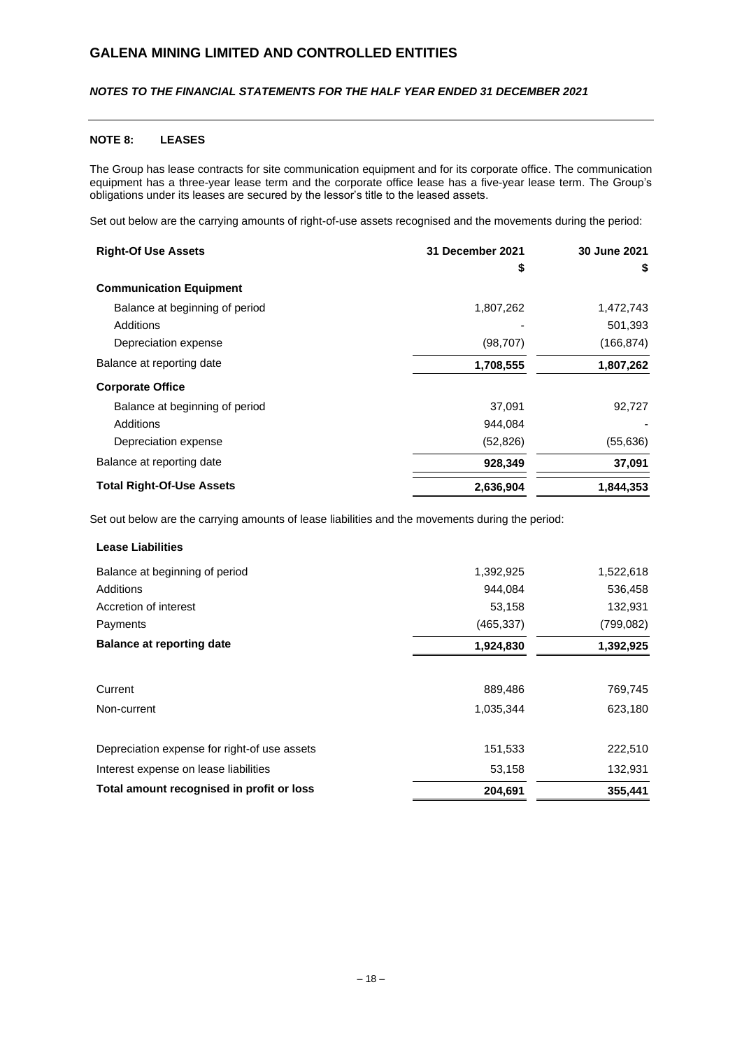# GALENA MINING LIMITED AND CONTROLLED ENTITIES

## *NOTES TO THE FINANCIAL STATEMENTS FOR THE HALF YEAR ENDED 31 DECEMBER 2021*

### NOTE 8: LEASES

The Group has lease contracts for site communication equipment and for its corporate office. The communication equipment has a three-year lease term and the corporate office lease has a five-year lease term. The Group's obligations under its leases are secured by the lessor's title to the leased assets.

Set out below are the carrying amounts of right-of-use assets recognised and the movements during the period:

| Right-Of Use Assets | 31 December 2021 | 30 June 2021 |
|---|---|---|
| | $ | $ |
| **Communication Equipment** | | |
| Balance at beginning of period | 1,807,262 | 1,472,743 |
| Additions | - | 501,393 |
| Depreciation expense | (98,707) | (166,874) |
| Balance at reporting date | **1,708,555** | **1,807,262** |
| **Corporate Office** | | |
| Balance at beginning of period | 37,091 | 92,727 |
| Additions | 944,084 | - |
| Depreciation expense | (52,826) | (55,636) |
| Balance at reporting date | **928,349** | **37,091** |
| **Total Right-Of-Use Assets** | **2,636,904** | **1,844,353** |

Set out below are the carrying amounts of lease liabilities and the movements during the period:

| Lease Liabilities | 31 December 2021 | 30 June 2021 |
|---|---|---|
| Balance at beginning of period | 1,392,925 | 1,522,618 |
| Additions | 944,084 | 536,458 |
| Accretion of interest | 53,158 | 132,931 |
| Payments | (465,337) | (799,082) |
| **Balance at reporting date** | **1,924,830** | **1,392,925** |
| | | |
| Current | 889,486 | 769,745 |
| Non-current | 1,035,344 | 623,180 |
| | | |
| Depreciation expense for right-of use assets | 151,533 | 222,510 |
| Interest expense on lease liabilities | 53,158 | 132,931 |
| **Total amount recognised in profit or loss** | **204,691** | **355,441** |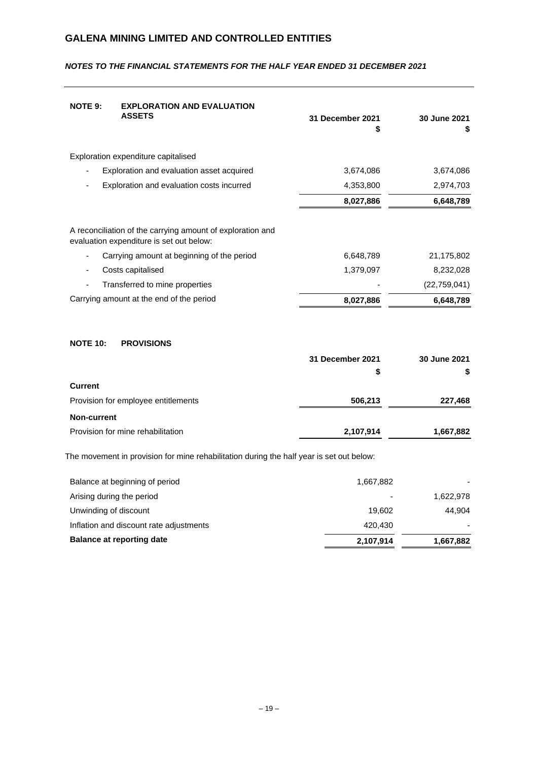# GALENA MINING LIMITED AND CONTROLLED ENTITIES

***NOTES TO THE FINANCIAL STATEMENTS FOR THE HALF YEAR ENDED 31 DECEMBER 2021***

## NOTE 9: EXPLORATION AND EVALUATION ASSETS

| | 31 December 2021 $ | 30 June 2021 $ |
|---|---|---|
| Exploration expenditure capitalised | | |
| - Exploration and evaluation asset acquired | 3,674,086 | 3,674,086 |
| - Exploration and evaluation costs incurred | 4,353,800 | 2,974,703 |
| | **8,027,886** | **6,648,789** |
| A reconciliation of the carrying amount of exploration and evaluation expenditure is set out below: | | |
| - Carrying amount at beginning of the period | 6,648,789 | 21,175,802 |
| - Costs capitalised | 1,379,097 | 8,232,028 |
| - Transferred to mine properties | - | (22,759,041) |
| Carrying amount at the end of the period | **8,027,886** | **6,648,789** |

## NOTE 10: PROVISIONS

| | 31 December 2021 $ | 30 June 2021 $ |
|---|---|---|
| **Current** | | |
| Provision for employee entitlements | **506,213** | **227,468** |
| **Non-current** | | |
| Provision for mine rehabilitation | **2,107,914** | **1,667,882** |

The movement in provision for mine rehabilitation during the half year is set out below:

| | | |
|---|---|---|
| Balance at beginning of period | 1,667,882 | - |
| Arising during the period | - | 1,622,978 |
| Unwinding of discount | 19,602 | 44,904 |
| Inflation and discount rate adjustments | 420,430 | - |
| **Balance at reporting date** | **2,107,914** | **1,667,882** |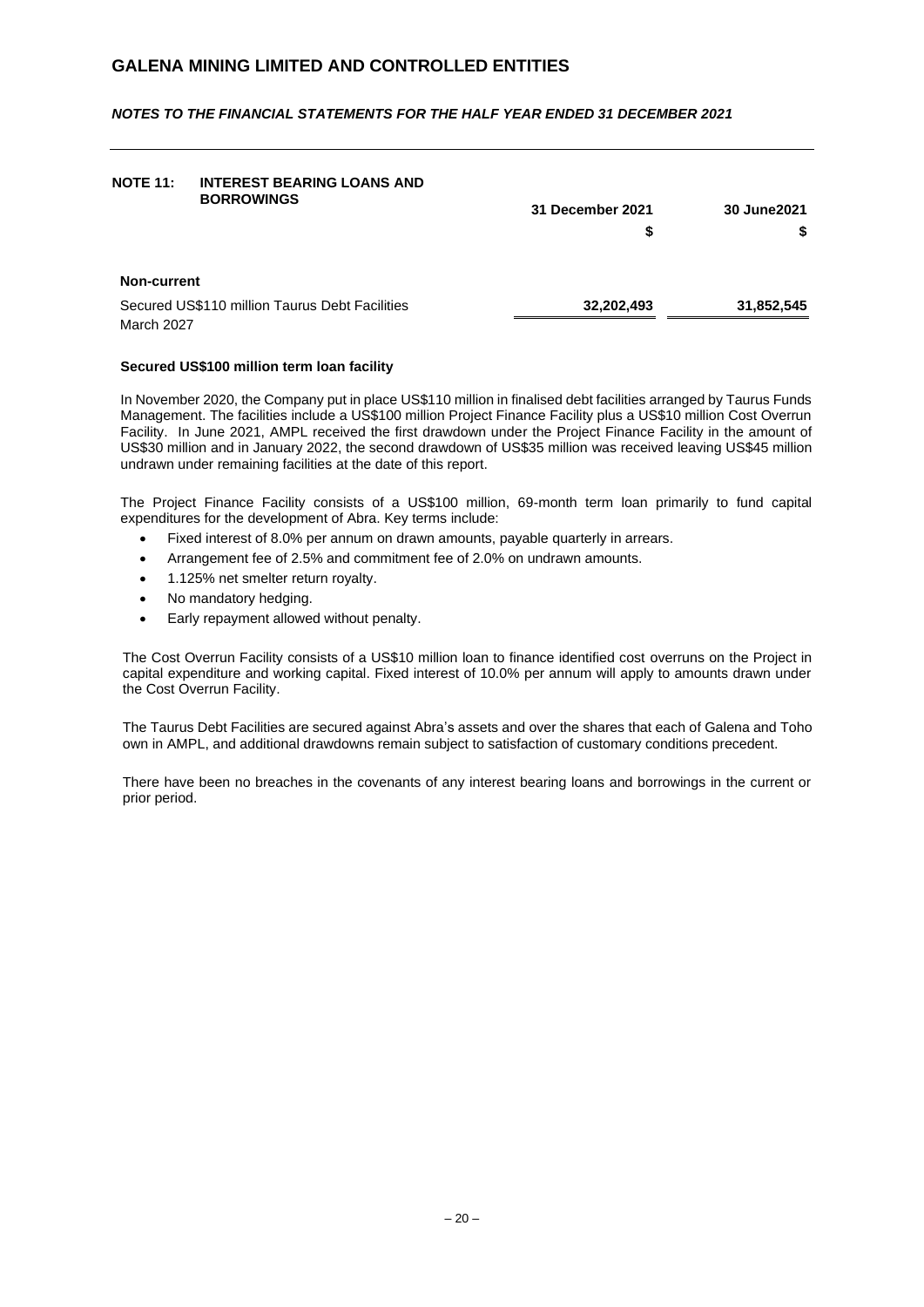# GALENA MINING LIMITED AND CONTROLLED ENTITIES

*NOTES TO THE FINANCIAL STATEMENTS FOR THE HALF YEAR ENDED 31 DECEMBER 2021*

## NOTE 11: INTEREST BEARING LOANS AND BORROWINGS

| | 31 December 2021 | 30 June2021 |
|---|---|---|
| | $ | $ |
| **Non-current** | | |
| Secured US$110 million Taurus Debt Facilities March 2027 | **32,202,493** | **31,852,545** |

**Secured US$100 million term loan facility**

In November 2020, the Company put in place US$110 million in finalised debt facilities arranged by Taurus Funds Management. The facilities include a US$100 million Project Finance Facility plus a US$10 million Cost Overrun Facility. In June 2021, AMPL received the first drawdown under the Project Finance Facility in the amount of US$30 million and in January 2022, the second drawdown of US$35 million was received leaving US$45 million undrawn under remaining facilities at the date of this report.

The Project Finance Facility consists of a US$100 million, 69-month term loan primarily to fund capital expenditures for the development of Abra. Key terms include:

- Fixed interest of 8.0% per annum on drawn amounts, payable quarterly in arrears.
- Arrangement fee of 2.5% and commitment fee of 2.0% on undrawn amounts.
- 1.125% net smelter return royalty.
- No mandatory hedging.
- Early repayment allowed without penalty.

The Cost Overrun Facility consists of a US$10 million loan to finance identified cost overruns on the Project in capital expenditure and working capital. Fixed interest of 10.0% per annum will apply to amounts drawn under the Cost Overrun Facility.

The Taurus Debt Facilities are secured against Abra's assets and over the shares that each of Galena and Toho own in AMPL, and additional drawdowns remain subject to satisfaction of customary conditions precedent.

There have been no breaches in the covenants of any interest bearing loans and borrowings in the current or prior period.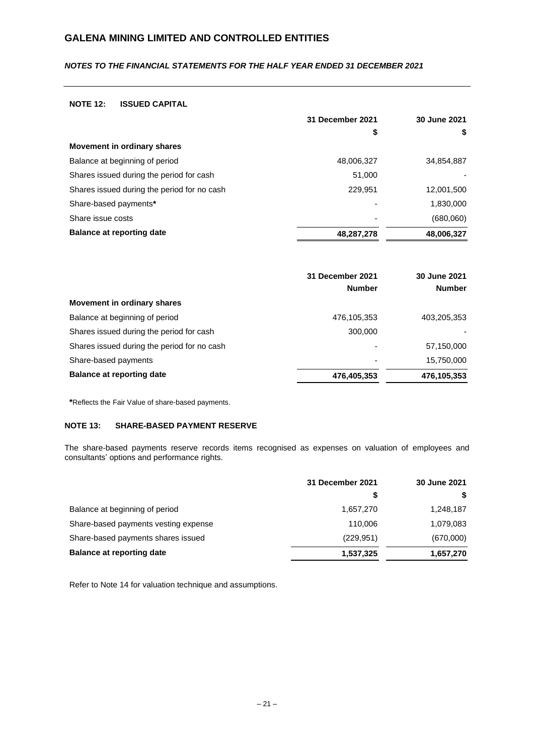# GALENA MINING LIMITED AND CONTROLLED ENTITIES

*NOTES TO THE FINANCIAL STATEMENTS FOR THE HALF YEAR ENDED 31 DECEMBER 2021*

## NOTE 12: ISSUED CAPITAL

| | 31 December 2021 | 30 June 2021 |
|---|---|---|
| | $ | $ |
| **Movement in ordinary shares** | | |
| Balance at beginning of period | 48,006,327 | 34,854,887 |
| Shares issued during the period for cash | 51,000 | - |
| Shares issued during the period for no cash | 229,951 | 12,001,500 |
| Share-based payments* | - | 1,830,000 |
| Share issue costs | - | (680,060) |
| **Balance at reporting date** | **48,287,278** | **48,006,327** |

| | 31 December 2021 | 30 June 2021 |
|---|---|---|
| | Number | Number |
| **Movement in ordinary shares** | | |
| Balance at beginning of period | 476,105,353 | 403,205,353 |
| Shares issued during the period for cash | 300,000 | - |
| Shares issued during the period for no cash | - | 57,150,000 |
| Share-based payments | - | 15,750,000 |
| **Balance at reporting date** | **476,405,353** | **476,105,353** |

**\***Reflects the Fair Value of share-based payments.

## NOTE 13: SHARE-BASED PAYMENT RESERVE

The share-based payments reserve records items recognised as expenses on valuation of employees and consultants' options and performance rights.

| | 31 December 2021 | 30 June 2021 |
|---|---|---|
| | $ | $ |
| Balance at beginning of period | 1,657,270 | 1,248,187 |
| Share-based payments vesting expense | 110,006 | 1,079,083 |
| Share-based payments shares issued | (229,951) | (670,000) |
| **Balance at reporting date** | **1,537,325** | **1,657,270** |

Refer to Note 14 for valuation technique and assumptions.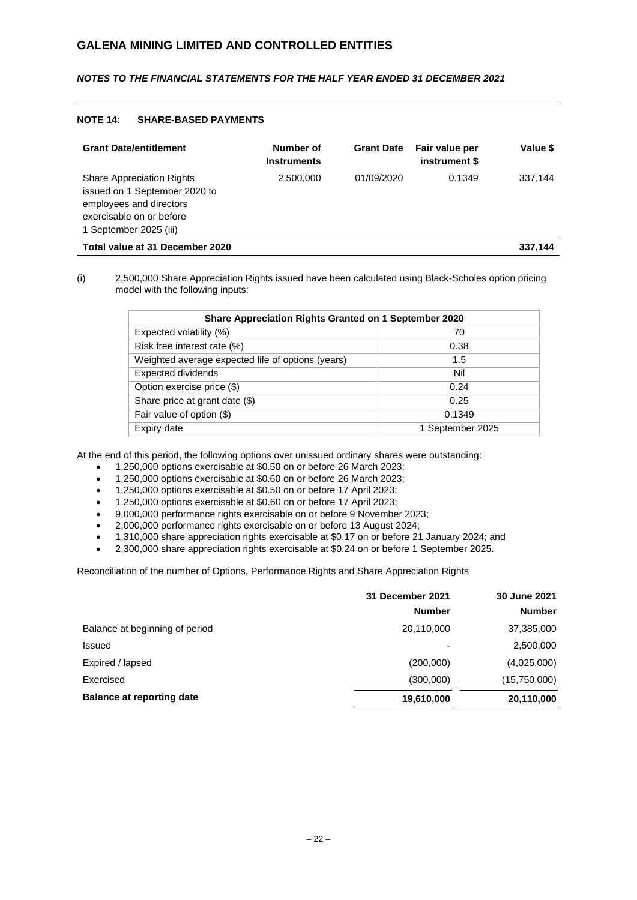## NOTE 14: SHARE-BASED PAYMENTS

| Grant Date/entitlement | Number of Instruments | Grant Date | Fair value per instrument $ | Value $ |
|---|---|---|---|---|
| Share Appreciation Rights issued on 1 September 2020 to employees and directors exercisable on or before 1 September 2025 (iii) | 2,500,000 | 01/09/2020 | 0.1349 | 337,144 |
| **Total value at 31 December 2020** | | | | **337,144** |

(i) 2,500,000 Share Appreciation Rights issued have been calculated using Black-Scholes option pricing model with the following inputs:

| Share Appreciation Rights Granted on 1 September 2020 | |
|---|---|
| Expected volatility (%) | 70 |
| Risk free interest rate (%) | 0.38 |
| Weighted average expected life of options (years) | 1.5 |
| Expected dividends | Nil |
| Option exercise price ($) | 0.24 |
| Share price at grant date ($) | 0.25 |
| Fair value of option ($) | 0.1349 |
| Expiry date | 1 September 2025 |

At the end of this period, the following options over unissued ordinary shares were outstanding:

- 1,250,000 options exercisable at $0.50 on or before 26 March 2023;
- 1,250,000 options exercisable at $0.60 on or before 26 March 2023;
- 1,250,000 options exercisable at $0.50 on or before 17 April 2023;
- 1,250,000 options exercisable at $0.60 on or before 17 April 2023;
- 9,000,000 performance rights exercisable on or before 9 November 2023;
- 2,000,000 performance rights exercisable on or before 13 August 2024;
- 1,310,000 share appreciation rights exercisable at $0.17 on or before 21 January 2024; and
- 2,300,000 share appreciation rights exercisable at $0.24 on or before 1 September 2025.

Reconciliation of the number of Options, Performance Rights and Share Appreciation Rights

| | 31 December 2021 Number | 30 June 2021 Number |
|---|---|---|
| Balance at beginning of period | 20,110,000 | 37,385,000 |
| Issued | - | 2,500,000 |
| Expired / lapsed | (200,000) | (4,025,000) |
| Exercised | (300,000) | (15,750,000) |
| **Balance at reporting date** | **19,610,000** | **20,110,000** |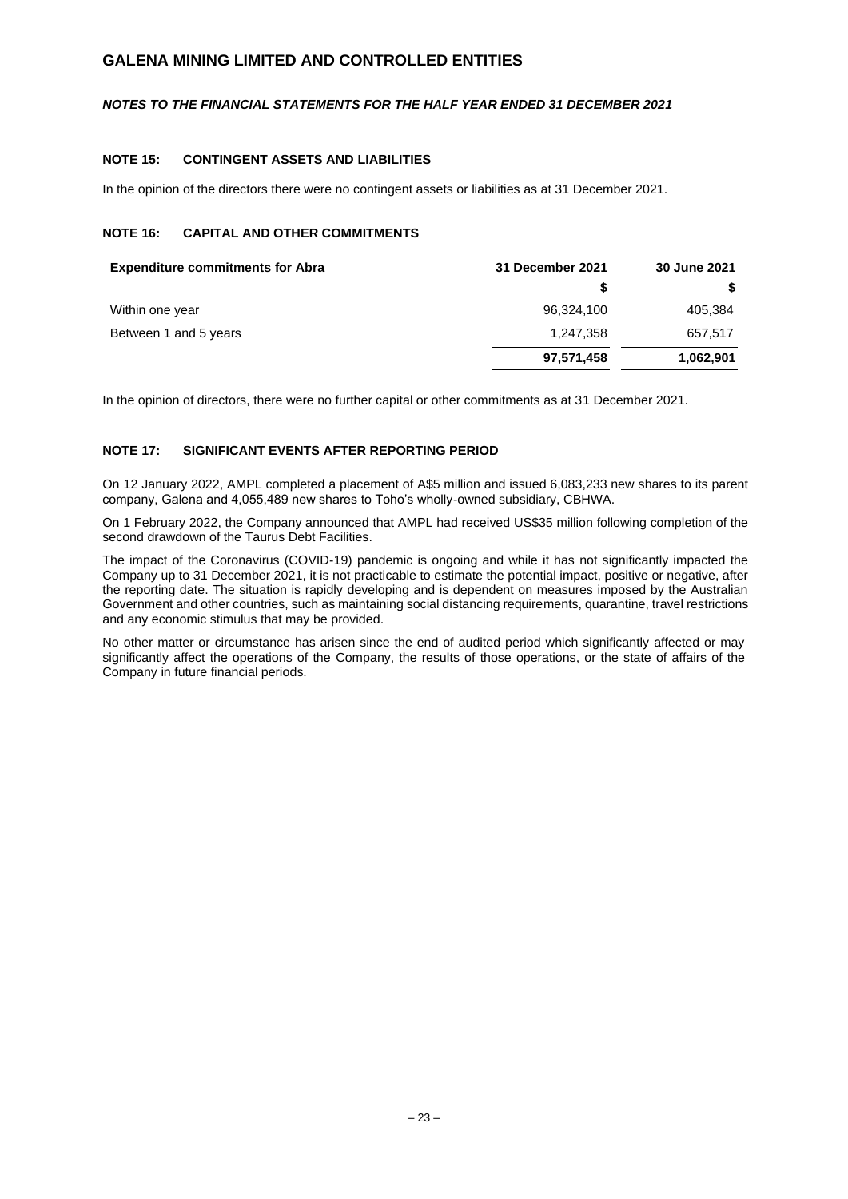## NOTE 15: CONTINGENT ASSETS AND LIABILITIES

In the opinion of the directors there were no contingent assets or liabilities as at 31 December 2021.

## NOTE 16: CAPITAL AND OTHER COMMITMENTS

| Expenditure commitments for Abra | 31 December 2021 | 30 June 2021 |
|---|---|---|
| | $ | $ |
| Within one year | 96,324,100 | 405,384 |
| Between 1 and 5 years | 1,247,358 | 657,517 |
| | **97,571,458** | **1,062,901** |

In the opinion of directors, there were no further capital or other commitments as at 31 December 2021.

## NOTE 17: SIGNIFICANT EVENTS AFTER REPORTING PERIOD

On 12 January 2022, AMPL completed a placement of A$5 million and issued 6,083,233 new shares to its parent company, Galena and 4,055,489 new shares to Toho's wholly-owned subsidiary, CBHWA.

On 1 February 2022, the Company announced that AMPL had received US$35 million following completion of the second drawdown of the Taurus Debt Facilities.

The impact of the Coronavirus (COVID-19) pandemic is ongoing and while it has not significantly impacted the Company up to 31 December 2021, it is not practicable to estimate the potential impact, positive or negative, after the reporting date. The situation is rapidly developing and is dependent on measures imposed by the Australian Government and other countries, such as maintaining social distancing requirements, quarantine, travel restrictions and any economic stimulus that may be provided.

No other matter or circumstance has arisen since the end of audited period which significantly affected or may significantly affect the operations of the Company, the results of those operations, or the state of affairs of the Company in future financial periods.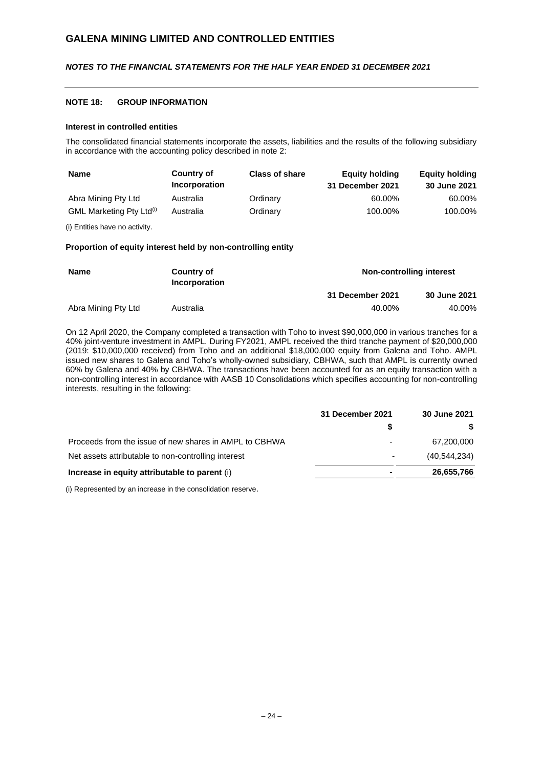## NOTE 18: GROUP INFORMATION

### Interest in controlled entities

The consolidated financial statements incorporate the assets, liabilities and the results of the following subsidiary in accordance with the accounting policy described in note 2:

| Name | Country of Incorporation | Class of share | Equity holding 31 December 2021 | Equity holding 30 June 2021 |
|---|---|---|---|---|
| Abra Mining Pty Ltd | Australia | Ordinary | 60.00% | 60.00% |
| GML Marketing Pty Ltd(i) | Australia | Ordinary | 100.00% | 100.00% |

(i) Entities have no activity.

### Proportion of equity interest held by non-controlling entity

| Name | Country of Incorporation | Non-controlling interest | |
|---|---|---|---|
| | | 31 December 2021 | 30 June 2021 |
| Abra Mining Pty Ltd | Australia | 40.00% | 40.00% |

On 12 April 2020, the Company completed a transaction with Toho to invest $90,000,000 in various tranches for a 40% joint-venture investment in AMPL. During FY2021, AMPL received the third tranche payment of $20,000,000 (2019: $10,000,000 received) from Toho and an additional $18,000,000 equity from Galena and Toho. AMPL issued new shares to Galena and Toho's wholly-owned subsidiary, CBHWA, such that AMPL is currently owned 60% by Galena and 40% by CBHWA. The transactions have been accounted for as an equity transaction with a non-controlling interest in accordance with AASB 10 Consolidations which specifies accounting for non-controlling interests, resulting in the following:

| | 31 December 2021 | 30 June 2021 |
|---|---|---|
| | $ | $ |
| Proceeds from the issue of new shares in AMPL to CBHWA | - | 67,200,000 |
| Net assets attributable to non-controlling interest | - | (40,544,234) |
| **Increase in equity attributable to parent** (i) | **-** | **26,655,766** |

(i) Represented by an increase in the consolidation reserve.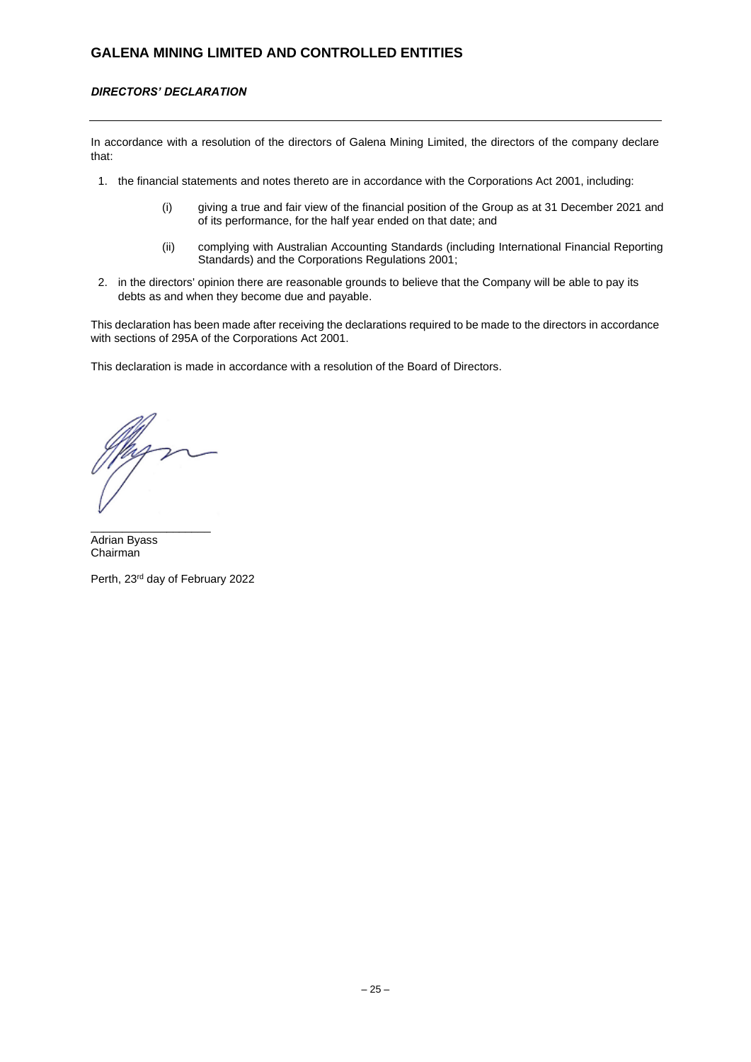# GALENA MINING LIMITED AND CONTROLLED ENTITIES

***DIRECTORS' DECLARATION***

In accordance with a resolution of the directors of Galena Mining Limited, the directors of the company declare that:

1. the financial statements and notes thereto are in accordance with the Corporations Act 2001, including:

   (i) giving a true and fair view of the financial position of the Group as at 31 December 2021 and of its performance, for the half year ended on that date; and

   (ii) complying with Australian Accounting Standards (including International Financial Reporting Standards) and the Corporations Regulations 2001;

2. in the directors' opinion there are reasonable grounds to believe that the Company will be able to pay its debts as and when they become due and payable.

This declaration has been made after receiving the declarations required to be made to the directors in accordance with sections of 295A of the Corporations Act 2001.

This declaration is made in accordance with a resolution of the Board of Directors.

___________________

Adrian Byass
Chairman

Perth, 23rd day of February 2022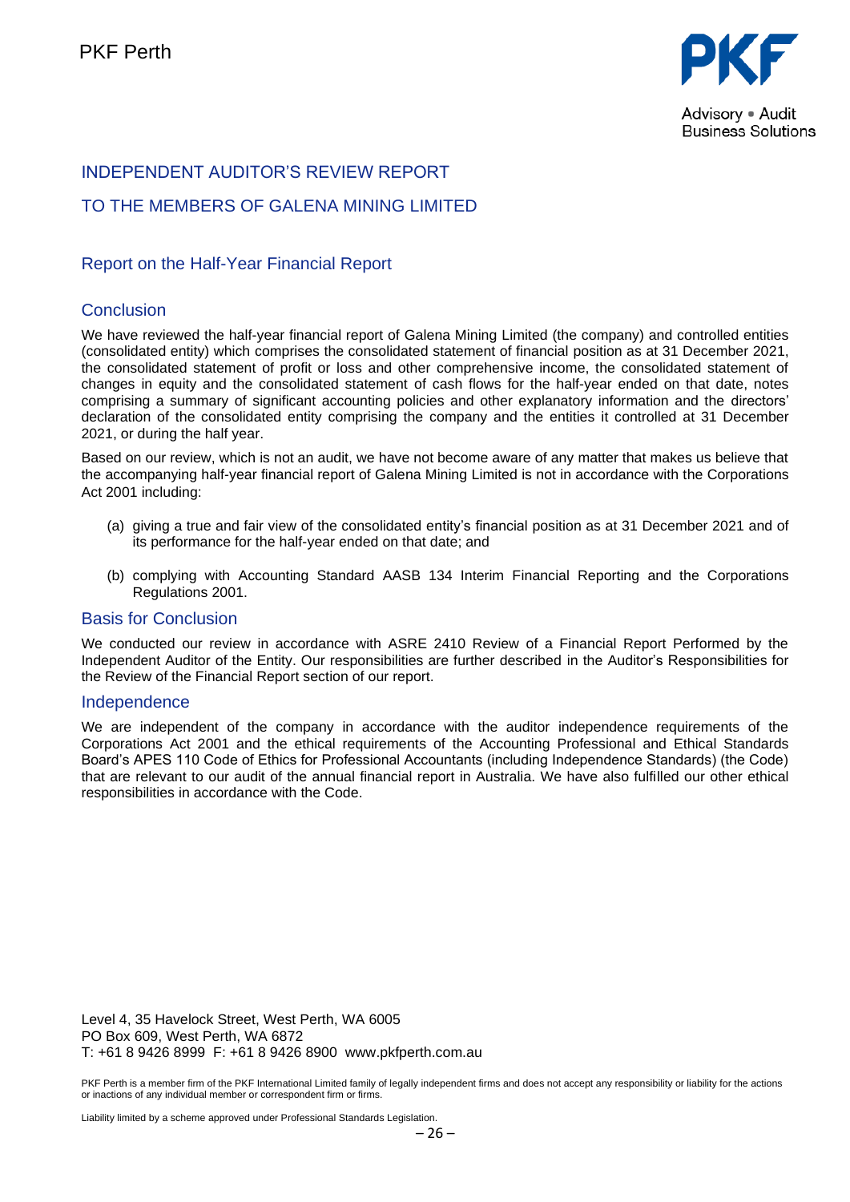PKF Perth

PKF

Advisory • Audit
Business Solutions

# INDEPENDENT AUDITOR'S REVIEW REPORT

# TO THE MEMBERS OF GALENA MINING LIMITED

## Report on the Half-Year Financial Report

### Conclusion

We have reviewed the half-year financial report of Galena Mining Limited (the company) and controlled entities (consolidated entity) which comprises the consolidated statement of financial position as at 31 December 2021, the consolidated statement of profit or loss and other comprehensive income, the consolidated statement of changes in equity and the consolidated statement of cash flows for the half-year ended on that date, notes comprising a summary of significant accounting policies and other explanatory information and the directors' declaration of the consolidated entity comprising the company and the entities it controlled at 31 December 2021, or during the half year.

Based on our review, which is not an audit, we have not become aware of any matter that makes us believe that the accompanying half-year financial report of Galena Mining Limited is not in accordance with the Corporations Act 2001 including:

(a) giving a true and fair view of the consolidated entity's financial position as at 31 December 2021 and of its performance for the half-year ended on that date; and

(b) complying with Accounting Standard AASB 134 Interim Financial Reporting and the Corporations Regulations 2001.

### Basis for Conclusion

We conducted our review in accordance with ASRE 2410 Review of a Financial Report Performed by the Independent Auditor of the Entity. Our responsibilities are further described in the Auditor's Responsibilities for the Review of the Financial Report section of our report.

### Independence

We are independent of the company in accordance with the auditor independence requirements of the Corporations Act 2001 and the ethical requirements of the Accounting Professional and Ethical Standards Board's APES 110 Code of Ethics for Professional Accountants (including Independence Standards) (the Code) that are relevant to our audit of the annual financial report in Australia. We have also fulfilled our other ethical responsibilities in accordance with the Code.

Level 4, 35 Havelock Street, West Perth, WA 6005
PO Box 609, West Perth, WA 6872
T: +61 8 9426 8999 F: +61 8 9426 8900 www.pkfperth.com.au

PKF Perth is a member firm of the PKF International Limited family of legally independent firms and does not accept any responsibility or liability for the actions or inactions of any individual member or correspondent firm or firms.

Liability limited by a scheme approved under Professional Standards Legislation.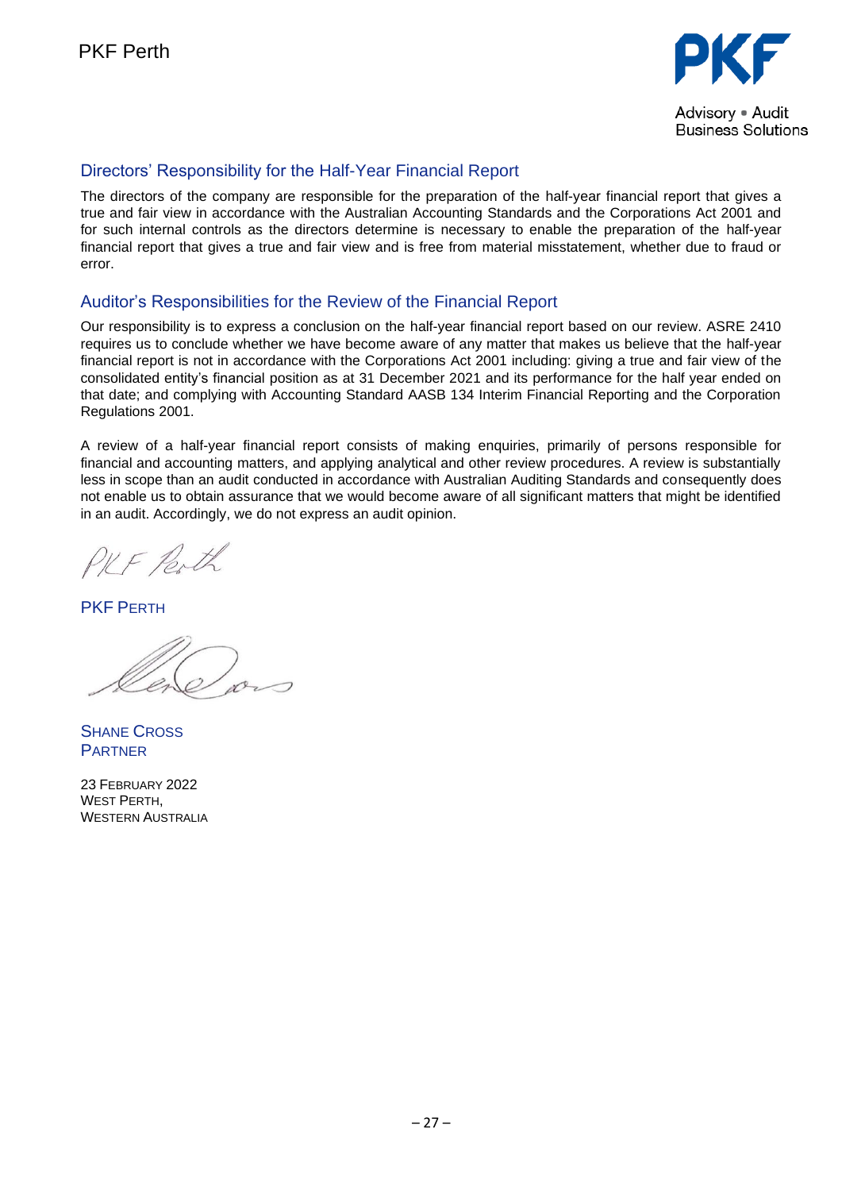## Directors' Responsibility for the Half-Year Financial Report

The directors of the company are responsible for the preparation of the half-year financial report that gives a true and fair view in accordance with the Australian Accounting Standards and the Corporations Act 2001 and for such internal controls as the directors determine is necessary to enable the preparation of the half-year financial report that gives a true and fair view and is free from material misstatement, whether due to fraud or error.

## Auditor's Responsibilities for the Review of the Financial Report

Our responsibility is to express a conclusion on the half-year financial report based on our review. ASRE 2410 requires us to conclude whether we have become aware of any matter that makes us believe that the half-year financial report is not in accordance with the Corporations Act 2001 including: giving a true and fair view of the consolidated entity's financial position as at 31 December 2021 and its performance for the half year ended on that date; and complying with Accounting Standard AASB 134 Interim Financial Reporting and the Corporation Regulations 2001.

A review of a half-year financial report consists of making enquiries, primarily of persons responsible for financial and accounting matters, and applying analytical and other review procedures. A review is substantially less in scope than an audit conducted in accordance with Australian Auditing Standards and consequently does not enable us to obtain assurance that we would become aware of all significant matters that might be identified in an audit. Accordingly, we do not express an audit opinion.

PKF PERTH

SHANE CROSS
PARTNER

23 FEBRUARY 2022
WEST PERTH,
WESTERN AUSTRALIA